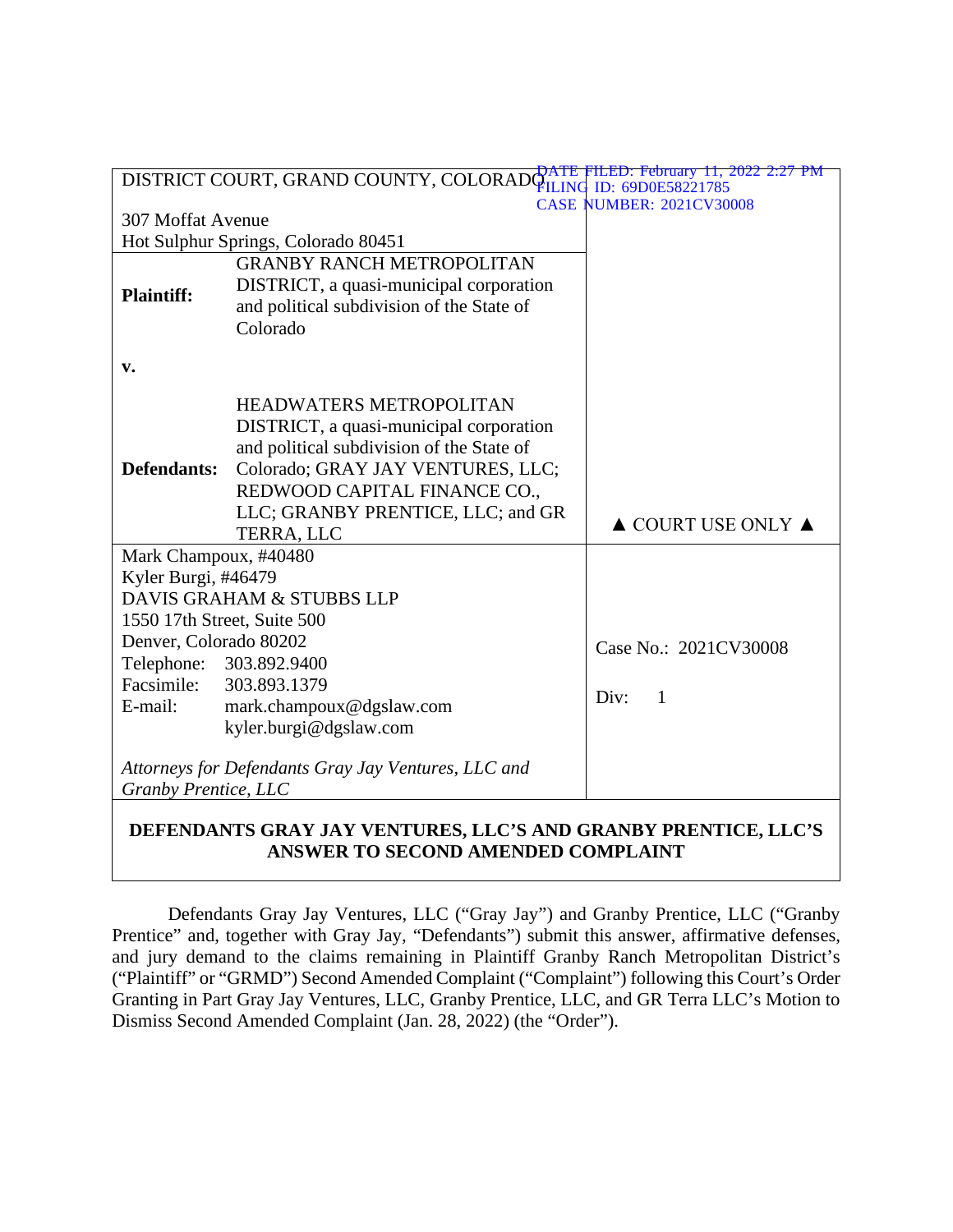DATE FILED: February 11, 2022 2:27 PM
FILING ID: 69D0E58221785
CASE NUMBER: 2021CV30008

| DISTRICT COURT, GRAND COUNTY, COLORADO<br><br>307 Moffat Avenue<br>Hot Sulphur Springs, Colorado 80451 | |
|---|---|
| **Plaintiff:** GRANBY RANCH METROPOLITAN DISTRICT, a quasi-municipal corporation and political subdivision of the State of Colorado<br><br>**v.**<br><br>**Defendants:** HEADWATERS METROPOLITAN DISTRICT, a quasi-municipal corporation and political subdivision of the State of Colorado; GRAY JAY VENTURES, LLC; REDWOOD CAPITAL FINANCE CO., LLC; GRANBY PRENTICE, LLC; and GR TERRA, LLC | ▲ COURT USE ONLY ▲ |
| Mark Champoux, #40480<br>Kyler Burgi, #46479<br>DAVIS GRAHAM & STUBBS LLP<br>1550 17th Street, Suite 500<br>Denver, Colorado 80202<br>Telephone: 303.892.9400<br>Facsimile: 303.893.1379<br>E-mail: mark.champoux@dgslaw.com<br>kyler.burgi@dgslaw.com<br><br>*Attorneys for Defendants Gray Jay Ventures, LLC and Granby Prentice, LLC* | Case No.: 2021CV30008<br><br>Div: 1 |

**DEFENDANTS GRAY JAY VENTURES, LLC'S AND GRANBY PRENTICE, LLC'S ANSWER TO SECOND AMENDED COMPLAINT**

Defendants Gray Jay Ventures, LLC ("Gray Jay") and Granby Prentice, LLC ("Granby Prentice" and, together with Gray Jay, "Defendants") submit this answer, affirmative defenses, and jury demand to the claims remaining in Plaintiff Granby Ranch Metropolitan District's ("Plaintiff" or "GRMD") Second Amended Complaint ("Complaint") following this Court's Order Granting in Part Gray Jay Ventures, LLC, Granby Prentice, LLC, and GR Terra LLC's Motion to Dismiss Second Amended Complaint (Jan. 28, 2022) (the "Order").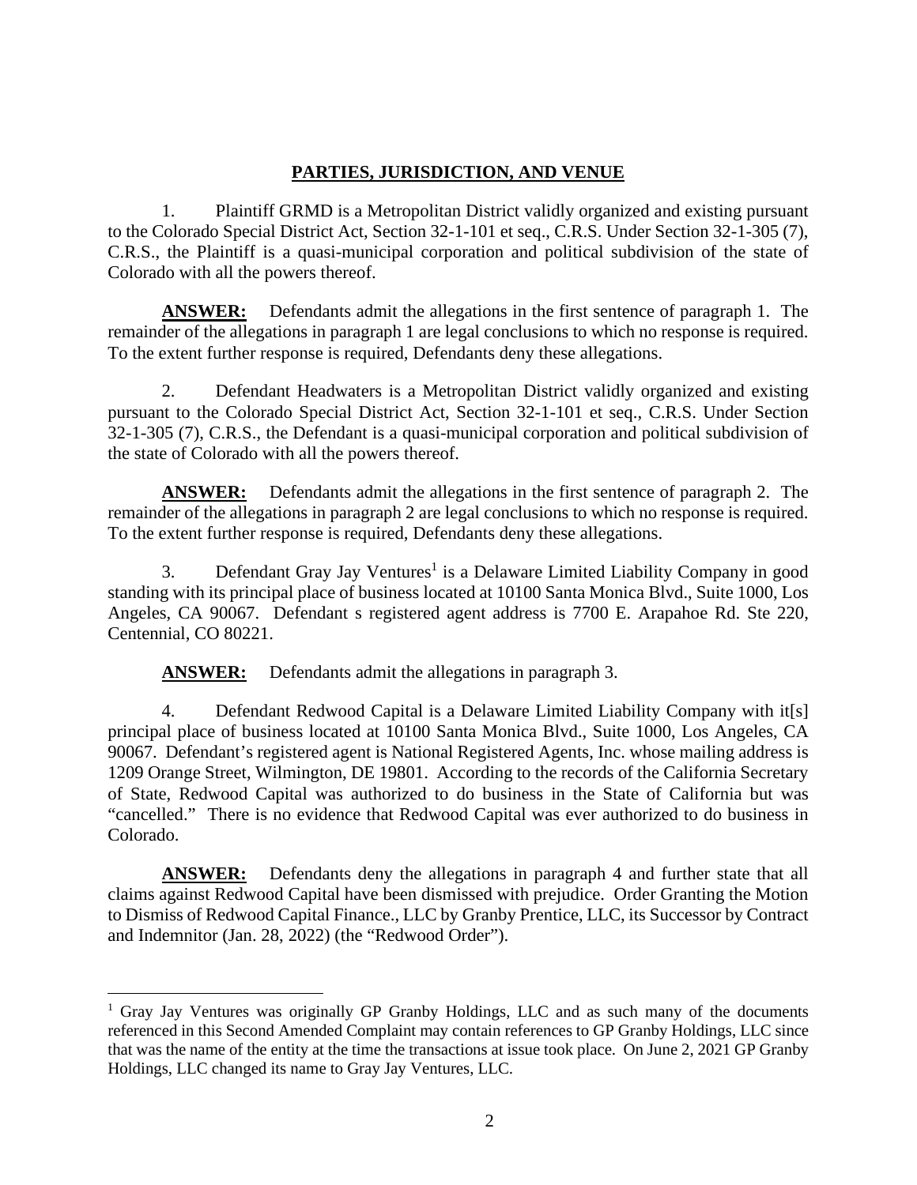## PARTIES, JURISDICTION, AND VENUE

1. Plaintiff GRMD is a Metropolitan District validly organized and existing pursuant to the Colorado Special District Act, Section 32-1-101 et seq., C.R.S. Under Section 32-1-305 (7), C.R.S., the Plaintiff is a quasi-municipal corporation and political subdivision of the state of Colorado with all the powers thereof.

**ANSWER:** Defendants admit the allegations in the first sentence of paragraph 1. The remainder of the allegations in paragraph 1 are legal conclusions to which no response is required. To the extent further response is required, Defendants deny these allegations.

2. Defendant Headwaters is a Metropolitan District validly organized and existing pursuant to the Colorado Special District Act, Section 32-1-101 et seq., C.R.S. Under Section 32-1-305 (7), C.R.S., the Defendant is a quasi-municipal corporation and political subdivision of the state of Colorado with all the powers thereof.

**ANSWER:** Defendants admit the allegations in the first sentence of paragraph 2. The remainder of the allegations in paragraph 2 are legal conclusions to which no response is required. To the extent further response is required, Defendants deny these allegations.

3. Defendant Gray Jay Ventures[1] is a Delaware Limited Liability Company in good standing with its principal place of business located at 10100 Santa Monica Blvd., Suite 1000, Los Angeles, CA 90067. Defendant s registered agent address is 7700 E. Arapahoe Rd. Ste 220, Centennial, CO 80221.

**ANSWER:** Defendants admit the allegations in paragraph 3.

4. Defendant Redwood Capital is a Delaware Limited Liability Company with it[s] principal place of business located at 10100 Santa Monica Blvd., Suite 1000, Los Angeles, CA 90067. Defendant's registered agent is National Registered Agents, Inc. whose mailing address is 1209 Orange Street, Wilmington, DE 19801. According to the records of the California Secretary of State, Redwood Capital was authorized to do business in the State of California but was "cancelled." There is no evidence that Redwood Capital was ever authorized to do business in Colorado.

**ANSWER:** Defendants deny the allegations in paragraph 4 and further state that all claims against Redwood Capital have been dismissed with prejudice. Order Granting the Motion to Dismiss of Redwood Capital Finance., LLC by Granby Prentice, LLC, its Successor by Contract and Indemnitor (Jan. 28, 2022) (the "Redwood Order").

---

[1] Gray Jay Ventures was originally GP Granby Holdings, LLC and as such many of the documents referenced in this Second Amended Complaint may contain references to GP Granby Holdings, LLC since that was the name of the entity at the time the transactions at issue took place. On June 2, 2021 GP Granby Holdings, LLC changed its name to Gray Jay Ventures, LLC.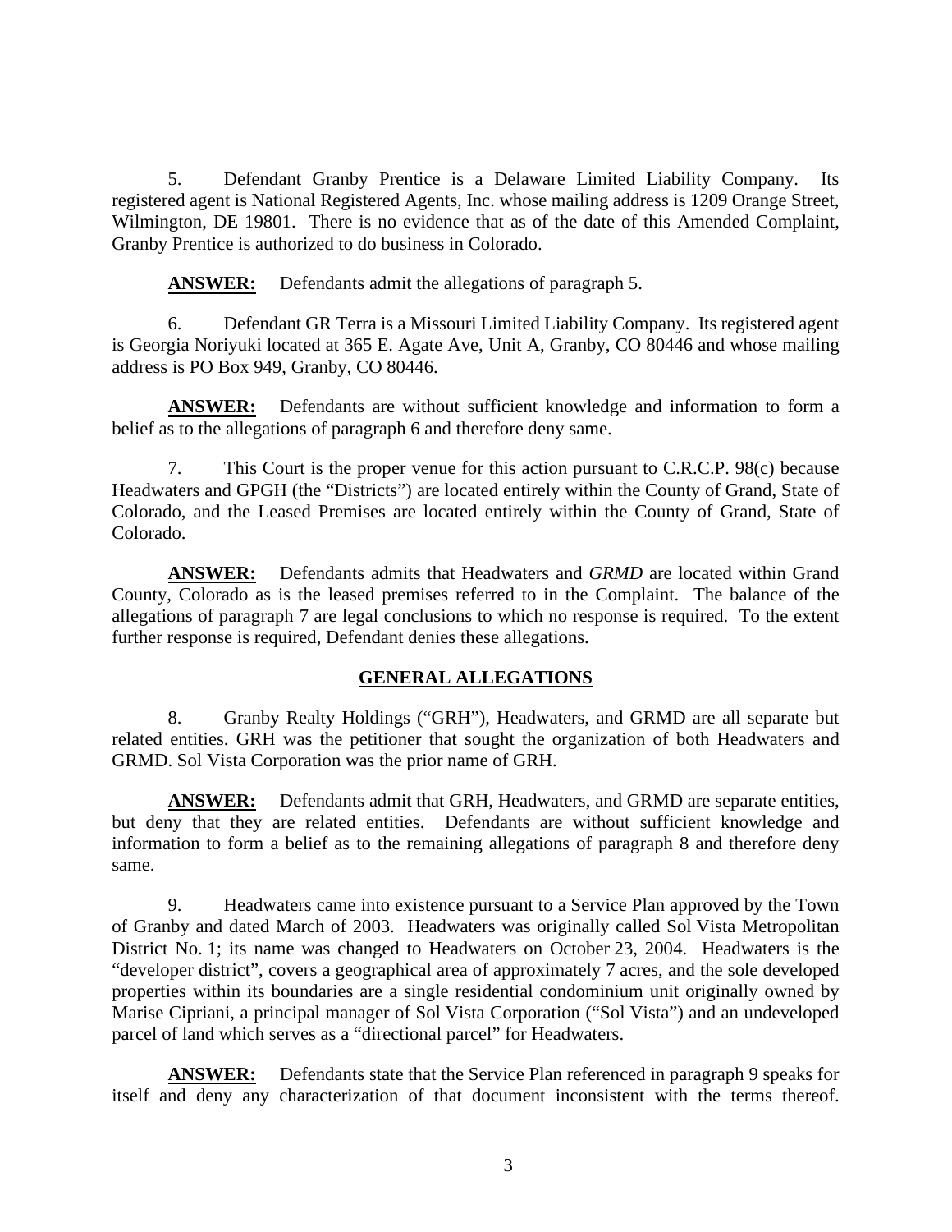5. Defendant Granby Prentice is a Delaware Limited Liability Company. Its registered agent is National Registered Agents, Inc. whose mailing address is 1209 Orange Street, Wilmington, DE 19801. There is no evidence that as of the date of this Amended Complaint, Granby Prentice is authorized to do business in Colorado.

**ANSWER:** Defendants admit the allegations of paragraph 5.

6. Defendant GR Terra is a Missouri Limited Liability Company. Its registered agent is Georgia Noriyuki located at 365 E. Agate Ave, Unit A, Granby, CO 80446 and whose mailing address is PO Box 949, Granby, CO 80446.

**ANSWER:** Defendants are without sufficient knowledge and information to form a belief as to the allegations of paragraph 6 and therefore deny same.

7. This Court is the proper venue for this action pursuant to C.R.C.P. 98(c) because Headwaters and GPGH (the "Districts") are located entirely within the County of Grand, State of Colorado, and the Leased Premises are located entirely within the County of Grand, State of Colorado.

**ANSWER:** Defendants admits that Headwaters and *GRMD* are located within Grand County, Colorado as is the leased premises referred to in the Complaint. The balance of the allegations of paragraph 7 are legal conclusions to which no response is required. To the extent further response is required, Defendant denies these allegations.

## GENERAL ALLEGATIONS

8. Granby Realty Holdings ("GRH"), Headwaters, and GRMD are all separate but related entities. GRH was the petitioner that sought the organization of both Headwaters and GRMD. Sol Vista Corporation was the prior name of GRH.

**ANSWER:** Defendants admit that GRH, Headwaters, and GRMD are separate entities, but deny that they are related entities. Defendants are without sufficient knowledge and information to form a belief as to the remaining allegations of paragraph 8 and therefore deny same.

9. Headwaters came into existence pursuant to a Service Plan approved by the Town of Granby and dated March of 2003. Headwaters was originally called Sol Vista Metropolitan District No. 1; its name was changed to Headwaters on October 23, 2004. Headwaters is the "developer district", covers a geographical area of approximately 7 acres, and the sole developed properties within its boundaries are a single residential condominium unit originally owned by Marise Cipriani, a principal manager of Sol Vista Corporation ("Sol Vista") and an undeveloped parcel of land which serves as a "directional parcel" for Headwaters.

**ANSWER:** Defendants state that the Service Plan referenced in paragraph 9 speaks for itself and deny any characterization of that document inconsistent with the terms thereof.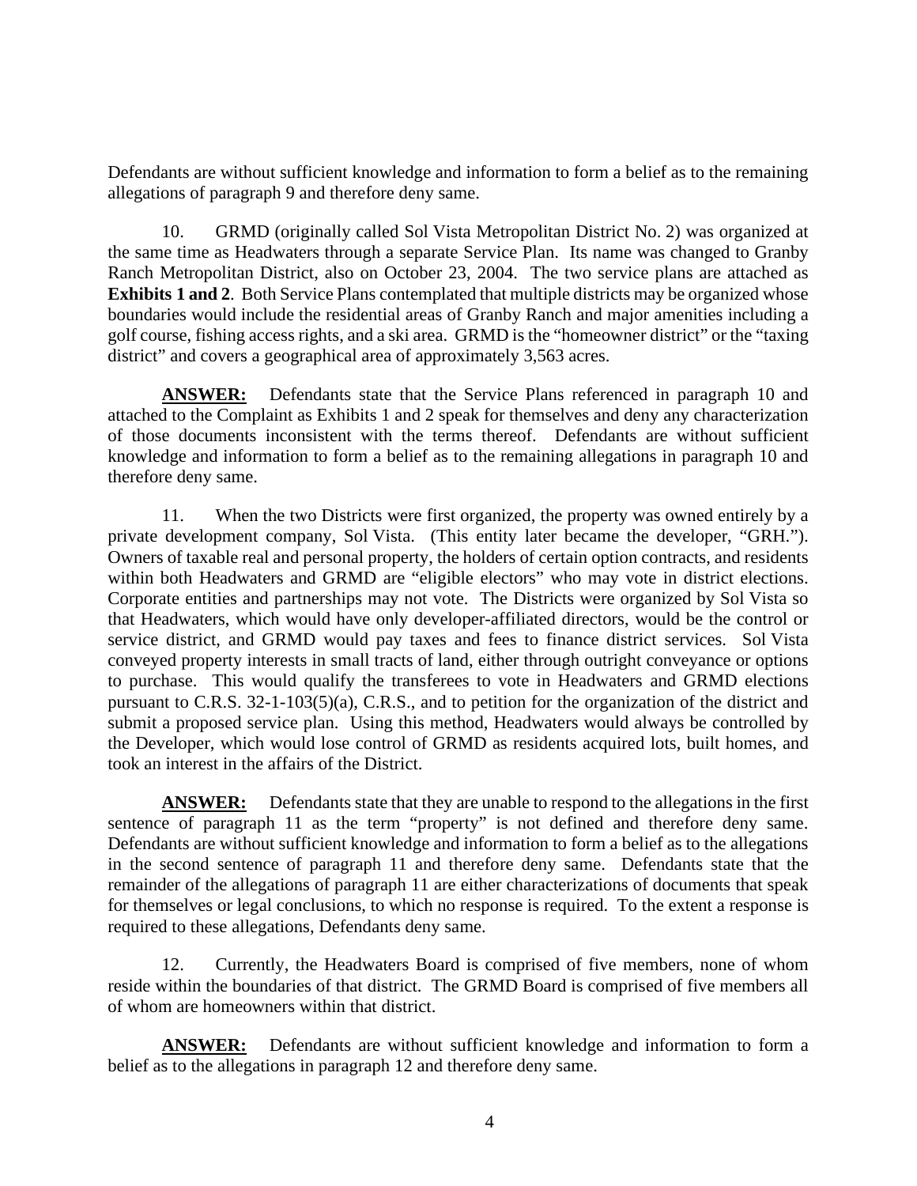Defendants are without sufficient knowledge and information to form a belief as to the remaining allegations of paragraph 9 and therefore deny same.

10. GRMD (originally called Sol Vista Metropolitan District No. 2) was organized at the same time as Headwaters through a separate Service Plan. Its name was changed to Granby Ranch Metropolitan District, also on October 23, 2004. The two service plans are attached as **Exhibits 1 and 2**. Both Service Plans contemplated that multiple districts may be organized whose boundaries would include the residential areas of Granby Ranch and major amenities including a golf course, fishing access rights, and a ski area. GRMD is the "homeowner district" or the "taxing district" and covers a geographical area of approximately 3,563 acres.

**ANSWER:** Defendants state that the Service Plans referenced in paragraph 10 and attached to the Complaint as Exhibits 1 and 2 speak for themselves and deny any characterization of those documents inconsistent with the terms thereof. Defendants are without sufficient knowledge and information to form a belief as to the remaining allegations in paragraph 10 and therefore deny same.

11. When the two Districts were first organized, the property was owned entirely by a private development company, Sol Vista. (This entity later became the developer, "GRH."). Owners of taxable real and personal property, the holders of certain option contracts, and residents within both Headwaters and GRMD are "eligible electors" who may vote in district elections. Corporate entities and partnerships may not vote. The Districts were organized by Sol Vista so that Headwaters, which would have only developer-affiliated directors, would be the control or service district, and GRMD would pay taxes and fees to finance district services. Sol Vista conveyed property interests in small tracts of land, either through outright conveyance or options to purchase. This would qualify the transferees to vote in Headwaters and GRMD elections pursuant to C.R.S. 32-1-103(5)(a), C.R.S., and to petition for the organization of the district and submit a proposed service plan. Using this method, Headwaters would always be controlled by the Developer, which would lose control of GRMD as residents acquired lots, built homes, and took an interest in the affairs of the District.

**ANSWER:** Defendants state that they are unable to respond to the allegations in the first sentence of paragraph 11 as the term "property" is not defined and therefore deny same. Defendants are without sufficient knowledge and information to form a belief as to the allegations in the second sentence of paragraph 11 and therefore deny same. Defendants state that the remainder of the allegations of paragraph 11 are either characterizations of documents that speak for themselves or legal conclusions, to which no response is required. To the extent a response is required to these allegations, Defendants deny same.

12. Currently, the Headwaters Board is comprised of five members, none of whom reside within the boundaries of that district. The GRMD Board is comprised of five members all of whom are homeowners within that district.

**ANSWER:** Defendants are without sufficient knowledge and information to form a belief as to the allegations in paragraph 12 and therefore deny same.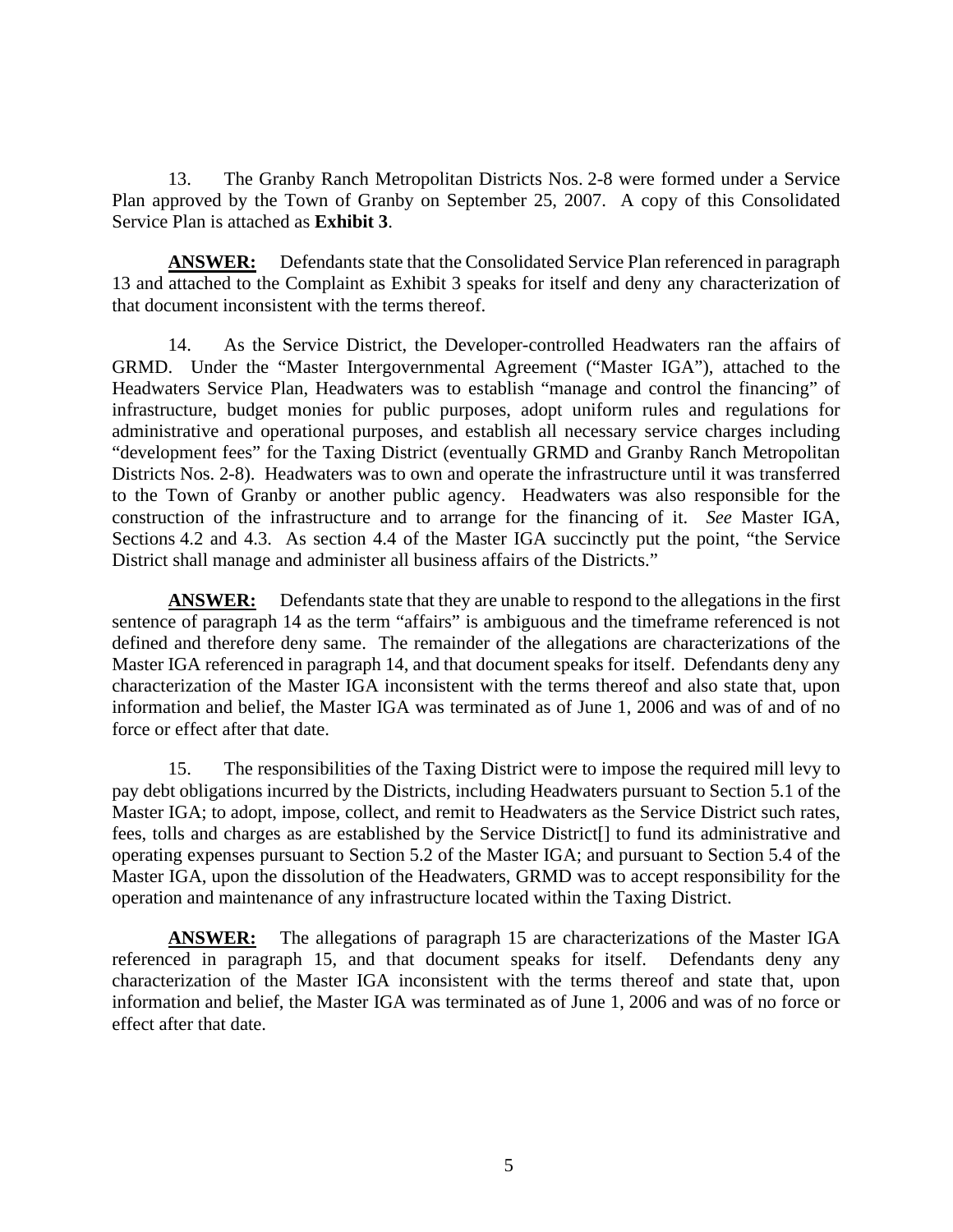13. The Granby Ranch Metropolitan Districts Nos. 2-8 were formed under a Service Plan approved by the Town of Granby on September 25, 2007. A copy of this Consolidated Service Plan is attached as **Exhibit 3**.

**ANSWER:** Defendants state that the Consolidated Service Plan referenced in paragraph 13 and attached to the Complaint as Exhibit 3 speaks for itself and deny any characterization of that document inconsistent with the terms thereof.

14. As the Service District, the Developer-controlled Headwaters ran the affairs of GRMD. Under the "Master Intergovernmental Agreement ("Master IGA"), attached to the Headwaters Service Plan, Headwaters was to establish "manage and control the financing" of infrastructure, budget monies for public purposes, adopt uniform rules and regulations for administrative and operational purposes, and establish all necessary service charges including "development fees" for the Taxing District (eventually GRMD and Granby Ranch Metropolitan Districts Nos. 2-8). Headwaters was to own and operate the infrastructure until it was transferred to the Town of Granby or another public agency. Headwaters was also responsible for the construction of the infrastructure and to arrange for the financing of it. *See* Master IGA, Sections 4.2 and 4.3. As section 4.4 of the Master IGA succinctly put the point, "the Service District shall manage and administer all business affairs of the Districts."

**ANSWER:** Defendants state that they are unable to respond to the allegations in the first sentence of paragraph 14 as the term "affairs" is ambiguous and the timeframe referenced is not defined and therefore deny same. The remainder of the allegations are characterizations of the Master IGA referenced in paragraph 14, and that document speaks for itself. Defendants deny any characterization of the Master IGA inconsistent with the terms thereof and also state that, upon information and belief, the Master IGA was terminated as of June 1, 2006 and was of and of no force or effect after that date.

15. The responsibilities of the Taxing District were to impose the required mill levy to pay debt obligations incurred by the Districts, including Headwaters pursuant to Section 5.1 of the Master IGA; to adopt, impose, collect, and remit to Headwaters as the Service District such rates, fees, tolls and charges as are established by the Service District[] to fund its administrative and operating expenses pursuant to Section 5.2 of the Master IGA; and pursuant to Section 5.4 of the Master IGA, upon the dissolution of the Headwaters, GRMD was to accept responsibility for the operation and maintenance of any infrastructure located within the Taxing District.

**ANSWER:** The allegations of paragraph 15 are characterizations of the Master IGA referenced in paragraph 15, and that document speaks for itself. Defendants deny any characterization of the Master IGA inconsistent with the terms thereof and state that, upon information and belief, the Master IGA was terminated as of June 1, 2006 and was of no force or effect after that date.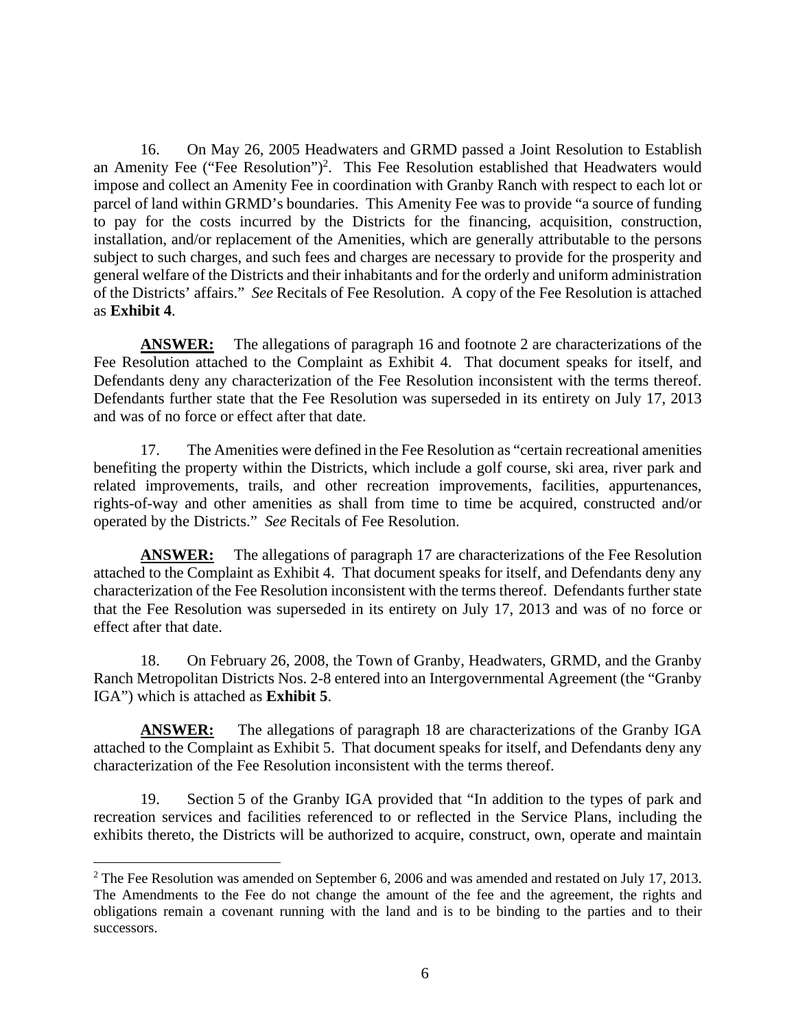16. On May 26, 2005 Headwaters and GRMD passed a Joint Resolution to Establish an Amenity Fee ("Fee Resolution")[2]. This Fee Resolution established that Headwaters would impose and collect an Amenity Fee in coordination with Granby Ranch with respect to each lot or parcel of land within GRMD's boundaries. This Amenity Fee was to provide "a source of funding to pay for the costs incurred by the Districts for the financing, acquisition, construction, installation, and/or replacement of the Amenities, which are generally attributable to the persons subject to such charges, and such fees and charges are necessary to provide for the prosperity and general welfare of the Districts and their inhabitants and for the orderly and uniform administration of the Districts' affairs." *See* Recitals of Fee Resolution. A copy of the Fee Resolution is attached as **Exhibit 4**.

**ANSWER:** The allegations of paragraph 16 and footnote 2 are characterizations of the Fee Resolution attached to the Complaint as Exhibit 4. That document speaks for itself, and Defendants deny any characterization of the Fee Resolution inconsistent with the terms thereof. Defendants further state that the Fee Resolution was superseded in its entirety on July 17, 2013 and was of no force or effect after that date.

17. The Amenities were defined in the Fee Resolution as "certain recreational amenities benefiting the property within the Districts, which include a golf course, ski area, river park and related improvements, trails, and other recreation improvements, facilities, appurtenances, rights-of-way and other amenities as shall from time to time be acquired, constructed and/or operated by the Districts." *See* Recitals of Fee Resolution.

**ANSWER:** The allegations of paragraph 17 are characterizations of the Fee Resolution attached to the Complaint as Exhibit 4. That document speaks for itself, and Defendants deny any characterization of the Fee Resolution inconsistent with the terms thereof. Defendants further state that the Fee Resolution was superseded in its entirety on July 17, 2013 and was of no force or effect after that date.

18. On February 26, 2008, the Town of Granby, Headwaters, GRMD, and the Granby Ranch Metropolitan Districts Nos. 2-8 entered into an Intergovernmental Agreement (the "Granby IGA") which is attached as **Exhibit 5**.

**ANSWER:** The allegations of paragraph 18 are characterizations of the Granby IGA attached to the Complaint as Exhibit 5. That document speaks for itself, and Defendants deny any characterization of the Fee Resolution inconsistent with the terms thereof.

19. Section 5 of the Granby IGA provided that "In addition to the types of park and recreation services and facilities referenced to or reflected in the Service Plans, including the exhibits thereto, the Districts will be authorized to acquire, construct, own, operate and maintain

[2] The Fee Resolution was amended on September 6, 2006 and was amended and restated on July 17, 2013. The Amendments to the Fee do not change the amount of the fee and the agreement, the rights and obligations remain a covenant running with the land and is to be binding to the parties and to their successors.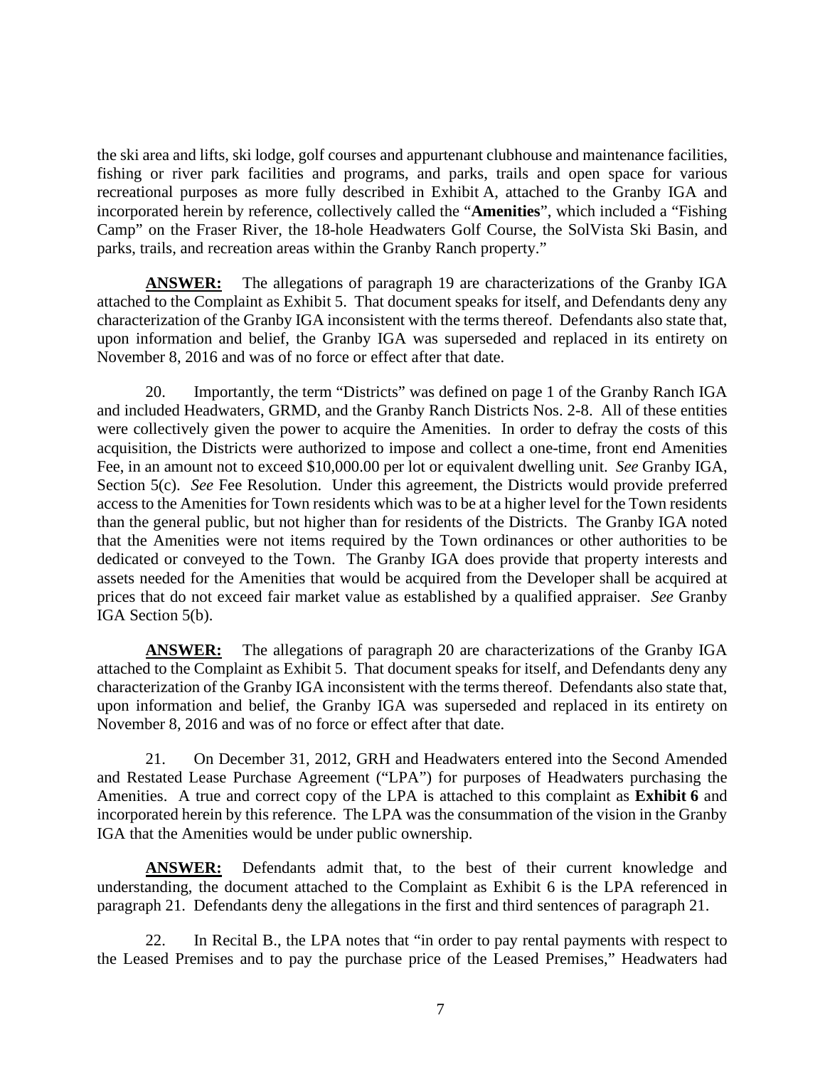the ski area and lifts, ski lodge, golf courses and appurtenant clubhouse and maintenance facilities, fishing or river park facilities and programs, and parks, trails and open space for various recreational purposes as more fully described in Exhibit A, attached to the Granby IGA and incorporated herein by reference, collectively called the "**Amenities**", which included a "Fishing Camp" on the Fraser River, the 18-hole Headwaters Golf Course, the SolVista Ski Basin, and parks, trails, and recreation areas within the Granby Ranch property."

**ANSWER:** The allegations of paragraph 19 are characterizations of the Granby IGA attached to the Complaint as Exhibit 5. That document speaks for itself, and Defendants deny any characterization of the Granby IGA inconsistent with the terms thereof. Defendants also state that, upon information and belief, the Granby IGA was superseded and replaced in its entirety on November 8, 2016 and was of no force or effect after that date.

20. Importantly, the term "Districts" was defined on page 1 of the Granby Ranch IGA and included Headwaters, GRMD, and the Granby Ranch Districts Nos. 2-8. All of these entities were collectively given the power to acquire the Amenities. In order to defray the costs of this acquisition, the Districts were authorized to impose and collect a one-time, front end Amenities Fee, in an amount not to exceed $10,000.00 per lot or equivalent dwelling unit. *See* Granby IGA, Section 5(c). *See* Fee Resolution. Under this agreement, the Districts would provide preferred access to the Amenities for Town residents which was to be at a higher level for the Town residents than the general public, but not higher than for residents of the Districts. The Granby IGA noted that the Amenities were not items required by the Town ordinances or other authorities to be dedicated or conveyed to the Town. The Granby IGA does provide that property interests and assets needed for the Amenities that would be acquired from the Developer shall be acquired at prices that do not exceed fair market value as established by a qualified appraiser. *See* Granby IGA Section 5(b).

**ANSWER:** The allegations of paragraph 20 are characterizations of the Granby IGA attached to the Complaint as Exhibit 5. That document speaks for itself, and Defendants deny any characterization of the Granby IGA inconsistent with the terms thereof. Defendants also state that, upon information and belief, the Granby IGA was superseded and replaced in its entirety on November 8, 2016 and was of no force or effect after that date.

21. On December 31, 2012, GRH and Headwaters entered into the Second Amended and Restated Lease Purchase Agreement ("LPA") for purposes of Headwaters purchasing the Amenities. A true and correct copy of the LPA is attached to this complaint as **Exhibit 6** and incorporated herein by this reference. The LPA was the consummation of the vision in the Granby IGA that the Amenities would be under public ownership.

**ANSWER:** Defendants admit that, to the best of their current knowledge and understanding, the document attached to the Complaint as Exhibit 6 is the LPA referenced in paragraph 21. Defendants deny the allegations in the first and third sentences of paragraph 21.

22. In Recital B., the LPA notes that "in order to pay rental payments with respect to the Leased Premises and to pay the purchase price of the Leased Premises," Headwaters had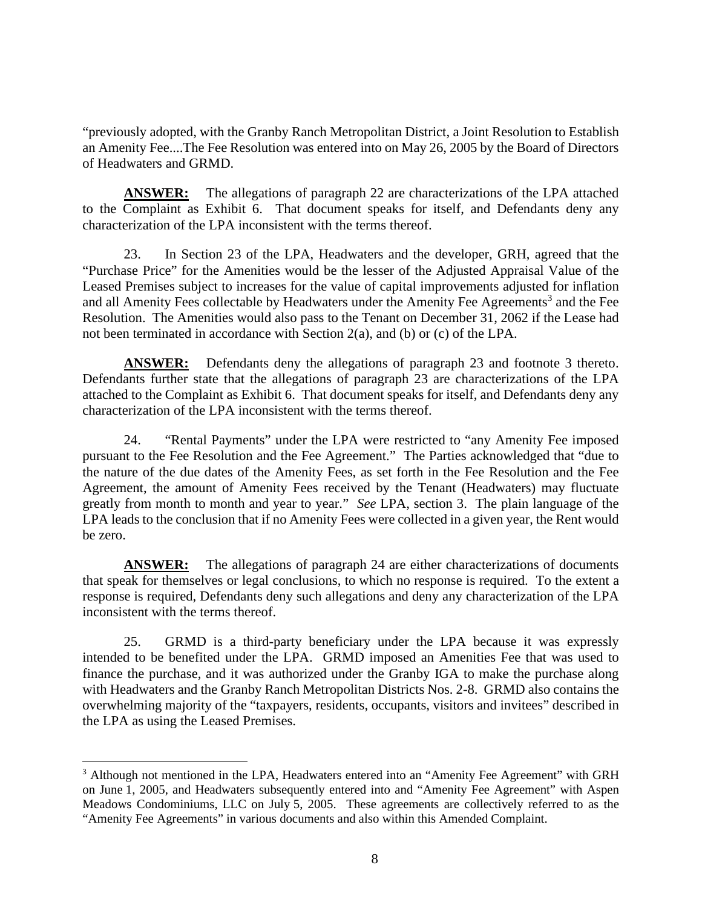"previously adopted, with the Granby Ranch Metropolitan District, a Joint Resolution to Establish an Amenity Fee....The Fee Resolution was entered into on May 26, 2005 by the Board of Directors of Headwaters and GRMD.

**ANSWER:** The allegations of paragraph 22 are characterizations of the LPA attached to the Complaint as Exhibit 6. That document speaks for itself, and Defendants deny any characterization of the LPA inconsistent with the terms thereof.

23. In Section 23 of the LPA, Headwaters and the developer, GRH, agreed that the "Purchase Price" for the Amenities would be the lesser of the Adjusted Appraisal Value of the Leased Premises subject to increases for the value of capital improvements adjusted for inflation and all Amenity Fees collectable by Headwaters under the Amenity Fee Agreements[3] and the Fee Resolution. The Amenities would also pass to the Tenant on December 31, 2062 if the Lease had not been terminated in accordance with Section 2(a), and (b) or (c) of the LPA.

**ANSWER:** Defendants deny the allegations of paragraph 23 and footnote 3 thereto. Defendants further state that the allegations of paragraph 23 are characterizations of the LPA attached to the Complaint as Exhibit 6. That document speaks for itself, and Defendants deny any characterization of the LPA inconsistent with the terms thereof.

24. "Rental Payments" under the LPA were restricted to "any Amenity Fee imposed pursuant to the Fee Resolution and the Fee Agreement." The Parties acknowledged that "due to the nature of the due dates of the Amenity Fees, as set forth in the Fee Resolution and the Fee Agreement, the amount of Amenity Fees received by the Tenant (Headwaters) may fluctuate greatly from month to month and year to year." *See* LPA, section 3. The plain language of the LPA leads to the conclusion that if no Amenity Fees were collected in a given year, the Rent would be zero.

**ANSWER:** The allegations of paragraph 24 are either characterizations of documents that speak for themselves or legal conclusions, to which no response is required. To the extent a response is required, Defendants deny such allegations and deny any characterization of the LPA inconsistent with the terms thereof.

25. GRMD is a third-party beneficiary under the LPA because it was expressly intended to be benefited under the LPA. GRMD imposed an Amenities Fee that was used to finance the purchase, and it was authorized under the Granby IGA to make the purchase along with Headwaters and the Granby Ranch Metropolitan Districts Nos. 2-8. GRMD also contains the overwhelming majority of the "taxpayers, residents, occupants, visitors and invitees" described in the LPA as using the Leased Premises.

---

[3] Although not mentioned in the LPA, Headwaters entered into an "Amenity Fee Agreement" with GRH on June 1, 2005, and Headwaters subsequently entered into and "Amenity Fee Agreement" with Aspen Meadows Condominiums, LLC on July 5, 2005. These agreements are collectively referred to as the "Amenity Fee Agreements" in various documents and also within this Amended Complaint.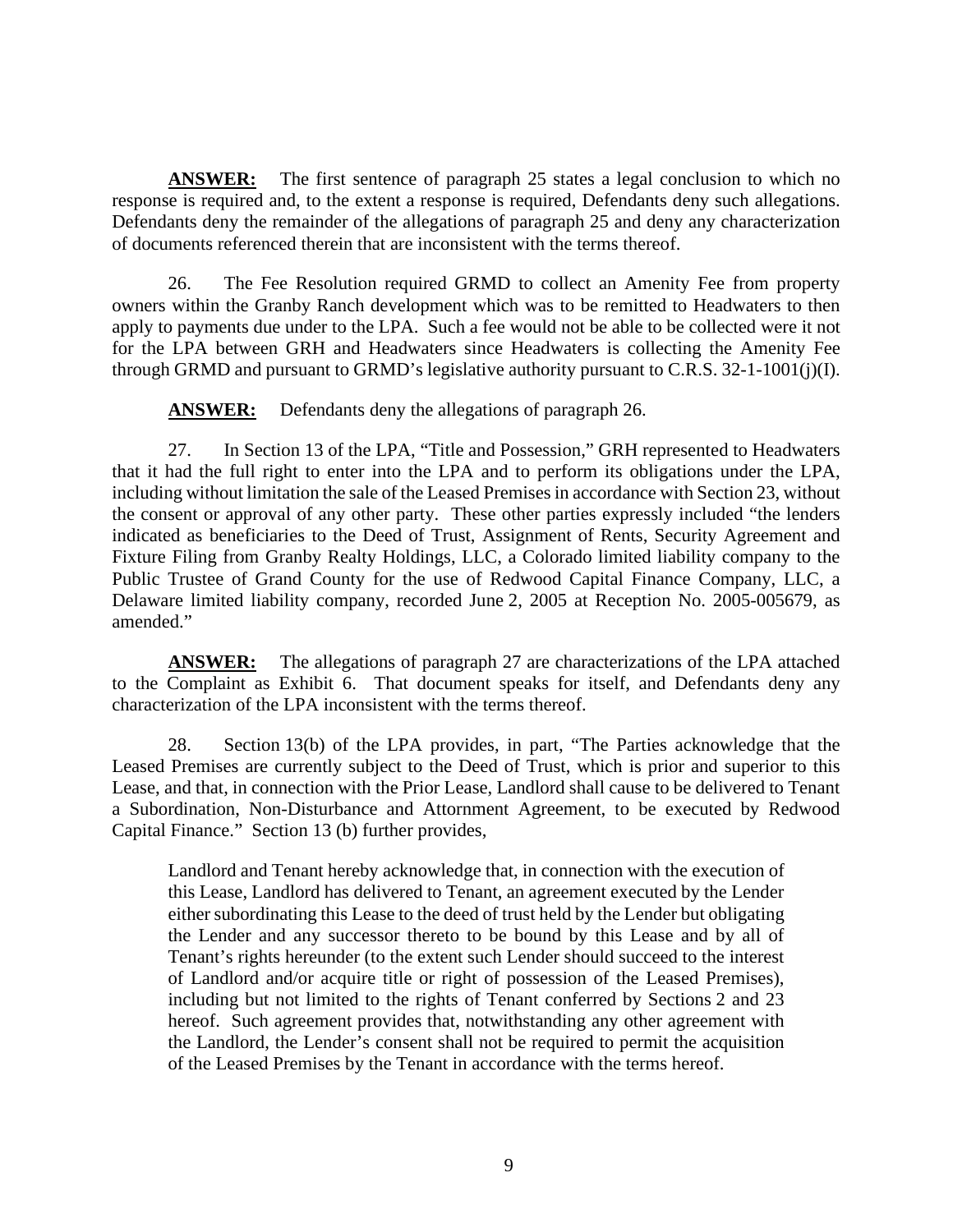**ANSWER:** The first sentence of paragraph 25 states a legal conclusion to which no response is required and, to the extent a response is required, Defendants deny such allegations. Defendants deny the remainder of the allegations of paragraph 25 and deny any characterization of documents referenced therein that are inconsistent with the terms thereof.

26. The Fee Resolution required GRMD to collect an Amenity Fee from property owners within the Granby Ranch development which was to be remitted to Headwaters to then apply to payments due under to the LPA. Such a fee would not be able to be collected were it not for the LPA between GRH and Headwaters since Headwaters is collecting the Amenity Fee through GRMD and pursuant to GRMD's legislative authority pursuant to C.R.S. 32-1-1001(j)(I).

**ANSWER:** Defendants deny the allegations of paragraph 26.

27. In Section 13 of the LPA, "Title and Possession," GRH represented to Headwaters that it had the full right to enter into the LPA and to perform its obligations under the LPA, including without limitation the sale of the Leased Premises in accordance with Section 23, without the consent or approval of any other party. These other parties expressly included "the lenders indicated as beneficiaries to the Deed of Trust, Assignment of Rents, Security Agreement and Fixture Filing from Granby Realty Holdings, LLC, a Colorado limited liability company to the Public Trustee of Grand County for the use of Redwood Capital Finance Company, LLC, a Delaware limited liability company, recorded June 2, 2005 at Reception No. 2005-005679, as amended."

**ANSWER:** The allegations of paragraph 27 are characterizations of the LPA attached to the Complaint as Exhibit 6. That document speaks for itself, and Defendants deny any characterization of the LPA inconsistent with the terms thereof.

28. Section 13(b) of the LPA provides, in part, "The Parties acknowledge that the Leased Premises are currently subject to the Deed of Trust, which is prior and superior to this Lease, and that, in connection with the Prior Lease, Landlord shall cause to be delivered to Tenant a Subordination, Non-Disturbance and Attornment Agreement, to be executed by Redwood Capital Finance." Section 13 (b) further provides,

> Landlord and Tenant hereby acknowledge that, in connection with the execution of this Lease, Landlord has delivered to Tenant, an agreement executed by the Lender either subordinating this Lease to the deed of trust held by the Lender but obligating the Lender and any successor thereto to be bound by this Lease and by all of Tenant's rights hereunder (to the extent such Lender should succeed to the interest of Landlord and/or acquire title or right of possession of the Leased Premises), including but not limited to the rights of Tenant conferred by Sections 2 and 23 hereof. Such agreement provides that, notwithstanding any other agreement with the Landlord, the Lender's consent shall not be required to permit the acquisition of the Leased Premises by the Tenant in accordance with the terms hereof.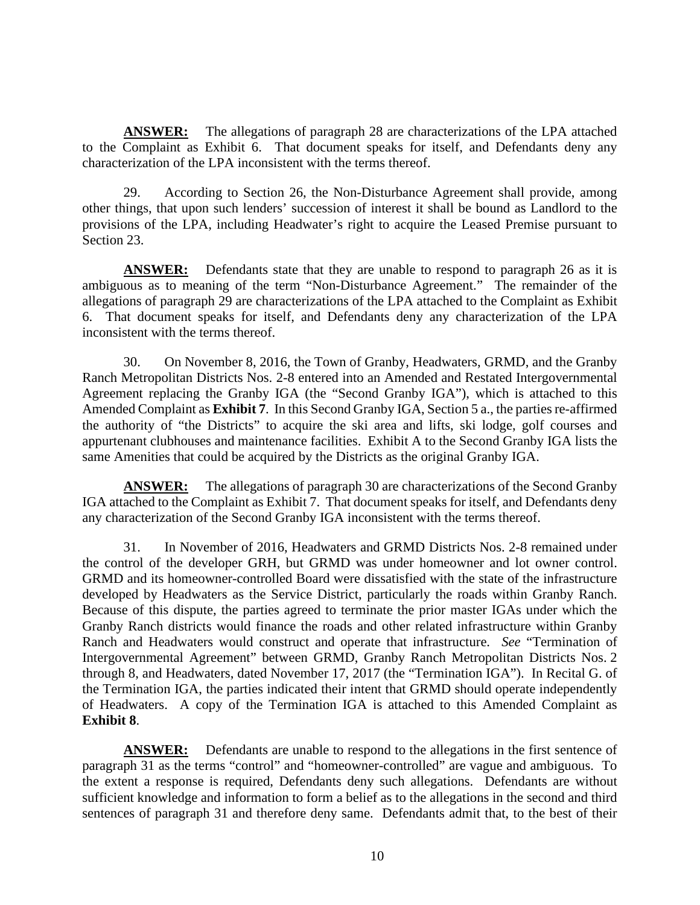**ANSWER:** The allegations of paragraph 28 are characterizations of the LPA attached to the Complaint as Exhibit 6. That document speaks for itself, and Defendants deny any characterization of the LPA inconsistent with the terms thereof.

29. According to Section 26, the Non-Disturbance Agreement shall provide, among other things, that upon such lenders' succession of interest it shall be bound as Landlord to the provisions of the LPA, including Headwater's right to acquire the Leased Premise pursuant to Section 23.

**ANSWER:** Defendants state that they are unable to respond to paragraph 26 as it is ambiguous as to meaning of the term "Non-Disturbance Agreement." The remainder of the allegations of paragraph 29 are characterizations of the LPA attached to the Complaint as Exhibit 6. That document speaks for itself, and Defendants deny any characterization of the LPA inconsistent with the terms thereof.

30. On November 8, 2016, the Town of Granby, Headwaters, GRMD, and the Granby Ranch Metropolitan Districts Nos. 2-8 entered into an Amended and Restated Intergovernmental Agreement replacing the Granby IGA (the "Second Granby IGA"), which is attached to this Amended Complaint as **Exhibit 7**. In this Second Granby IGA, Section 5 a., the parties re-affirmed the authority of "the Districts" to acquire the ski area and lifts, ski lodge, golf courses and appurtenant clubhouses and maintenance facilities. Exhibit A to the Second Granby IGA lists the same Amenities that could be acquired by the Districts as the original Granby IGA.

**ANSWER:** The allegations of paragraph 30 are characterizations of the Second Granby IGA attached to the Complaint as Exhibit 7. That document speaks for itself, and Defendants deny any characterization of the Second Granby IGA inconsistent with the terms thereof.

31. In November of 2016, Headwaters and GRMD Districts Nos. 2-8 remained under the control of the developer GRH, but GRMD was under homeowner and lot owner control. GRMD and its homeowner-controlled Board were dissatisfied with the state of the infrastructure developed by Headwaters as the Service District, particularly the roads within Granby Ranch. Because of this dispute, the parties agreed to terminate the prior master IGAs under which the Granby Ranch districts would finance the roads and other related infrastructure within Granby Ranch and Headwaters would construct and operate that infrastructure. *See* "Termination of Intergovernmental Agreement" between GRMD, Granby Ranch Metropolitan Districts Nos. 2 through 8, and Headwaters, dated November 17, 2017 (the "Termination IGA"). In Recital G. of the Termination IGA, the parties indicated their intent that GRMD should operate independently of Headwaters. A copy of the Termination IGA is attached to this Amended Complaint as **Exhibit 8**.

**ANSWER:** Defendants are unable to respond to the allegations in the first sentence of paragraph 31 as the terms "control" and "homeowner-controlled" are vague and ambiguous. To the extent a response is required, Defendants deny such allegations. Defendants are without sufficient knowledge and information to form a belief as to the allegations in the second and third sentences of paragraph 31 and therefore deny same. Defendants admit that, to the best of their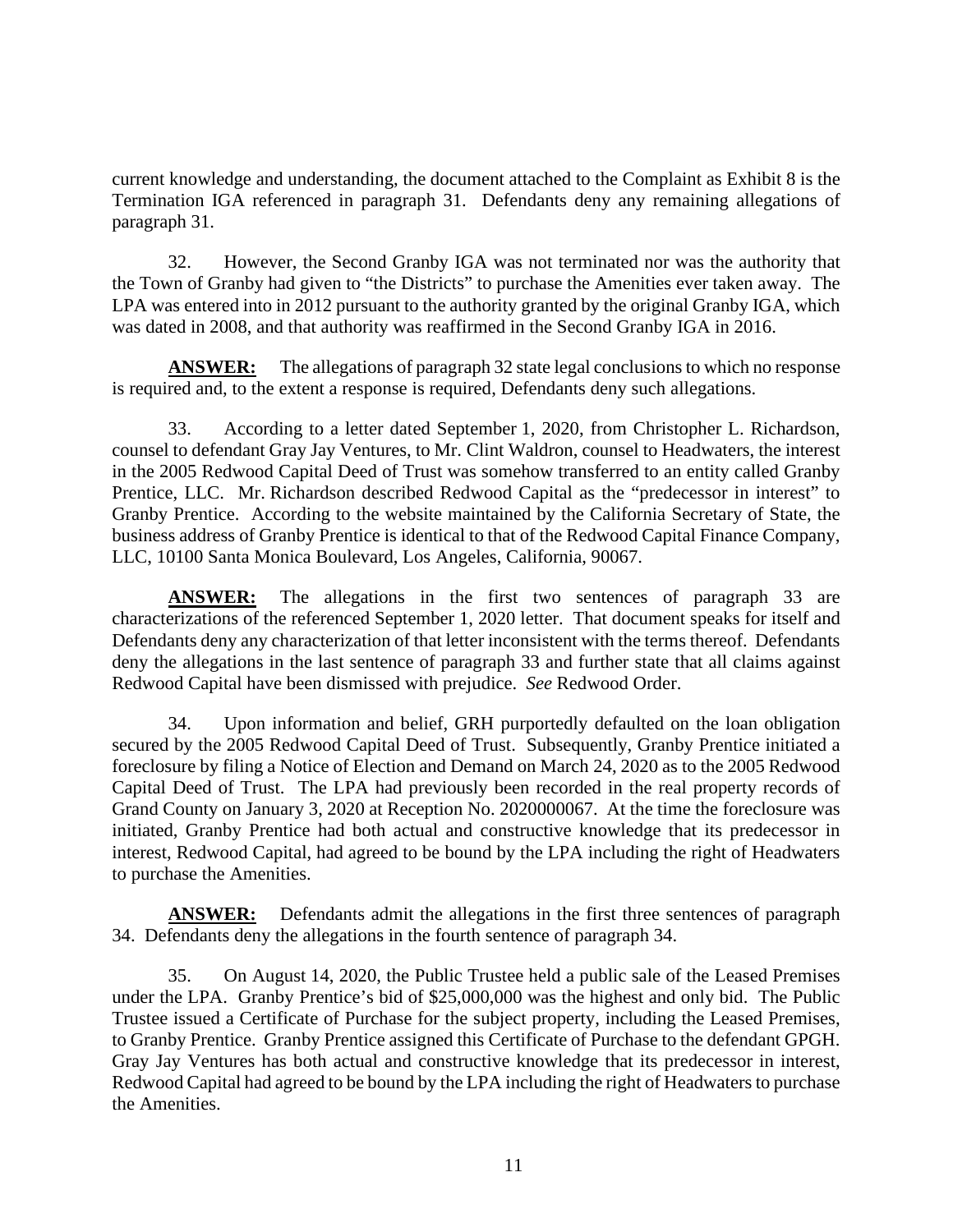current knowledge and understanding, the document attached to the Complaint as Exhibit 8 is the Termination IGA referenced in paragraph 31. Defendants deny any remaining allegations of paragraph 31.

32. However, the Second Granby IGA was not terminated nor was the authority that the Town of Granby had given to "the Districts" to purchase the Amenities ever taken away. The LPA was entered into in 2012 pursuant to the authority granted by the original Granby IGA, which was dated in 2008, and that authority was reaffirmed in the Second Granby IGA in 2016.

**ANSWER:** The allegations of paragraph 32 state legal conclusions to which no response is required and, to the extent a response is required, Defendants deny such allegations.

33. According to a letter dated September 1, 2020, from Christopher L. Richardson, counsel to defendant Gray Jay Ventures, to Mr. Clint Waldron, counsel to Headwaters, the interest in the 2005 Redwood Capital Deed of Trust was somehow transferred to an entity called Granby Prentice, LLC. Mr. Richardson described Redwood Capital as the "predecessor in interest" to Granby Prentice. According to the website maintained by the California Secretary of State, the business address of Granby Prentice is identical to that of the Redwood Capital Finance Company, LLC, 10100 Santa Monica Boulevard, Los Angeles, California, 90067.

**ANSWER:** The allegations in the first two sentences of paragraph 33 are characterizations of the referenced September 1, 2020 letter. That document speaks for itself and Defendants deny any characterization of that letter inconsistent with the terms thereof. Defendants deny the allegations in the last sentence of paragraph 33 and further state that all claims against Redwood Capital have been dismissed with prejudice. *See* Redwood Order.

34. Upon information and belief, GRH purportedly defaulted on the loan obligation secured by the 2005 Redwood Capital Deed of Trust. Subsequently, Granby Prentice initiated a foreclosure by filing a Notice of Election and Demand on March 24, 2020 as to the 2005 Redwood Capital Deed of Trust. The LPA had previously been recorded in the real property records of Grand County on January 3, 2020 at Reception No. 2020000067. At the time the foreclosure was initiated, Granby Prentice had both actual and constructive knowledge that its predecessor in interest, Redwood Capital, had agreed to be bound by the LPA including the right of Headwaters to purchase the Amenities.

**ANSWER:** Defendants admit the allegations in the first three sentences of paragraph 34. Defendants deny the allegations in the fourth sentence of paragraph 34.

35. On August 14, 2020, the Public Trustee held a public sale of the Leased Premises under the LPA. Granby Prentice's bid of $25,000,000 was the highest and only bid. The Public Trustee issued a Certificate of Purchase for the subject property, including the Leased Premises, to Granby Prentice. Granby Prentice assigned this Certificate of Purchase to the defendant GPGH. Gray Jay Ventures has both actual and constructive knowledge that its predecessor in interest, Redwood Capital had agreed to be bound by the LPA including the right of Headwaters to purchase the Amenities.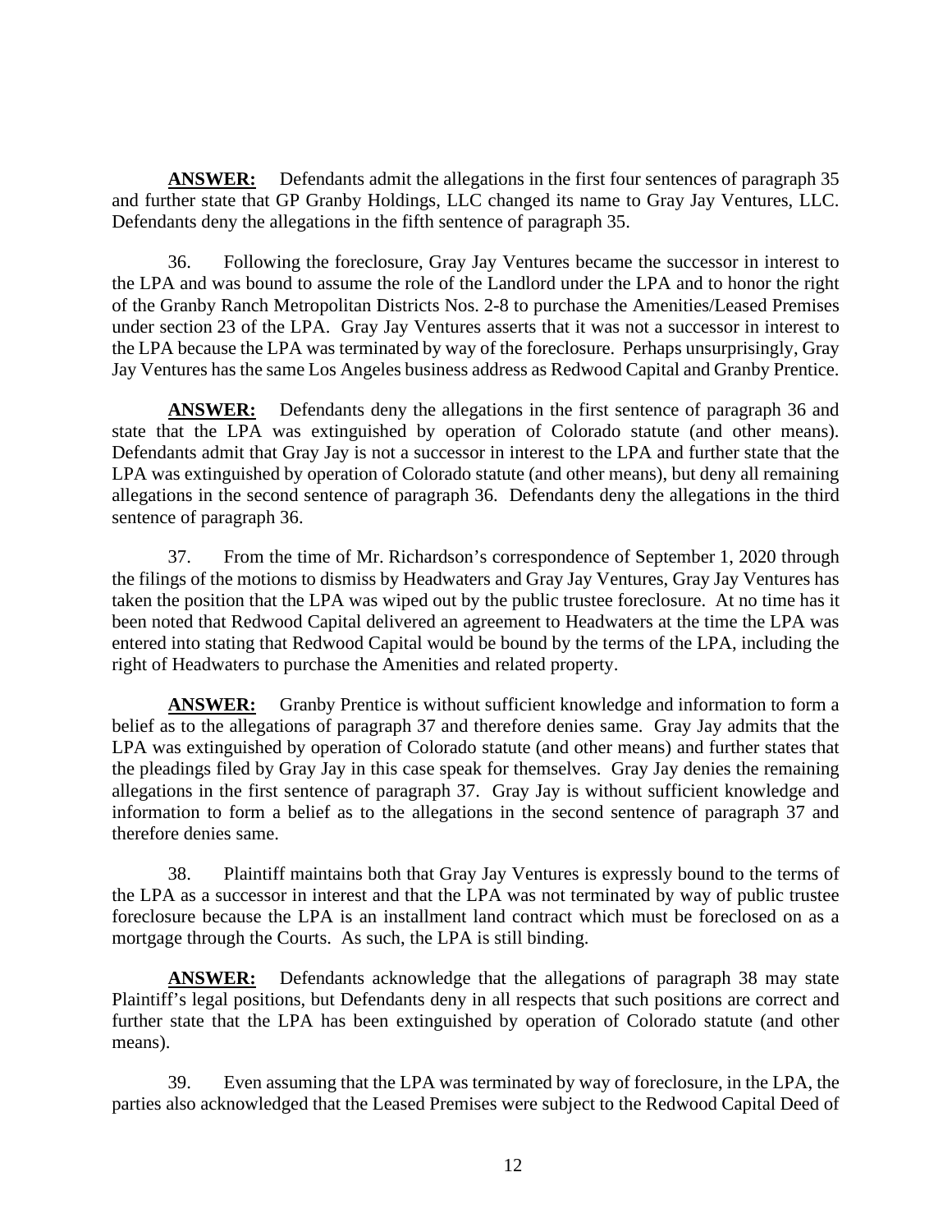**ANSWER:** Defendants admit the allegations in the first four sentences of paragraph 35 and further state that GP Granby Holdings, LLC changed its name to Gray Jay Ventures, LLC. Defendants deny the allegations in the fifth sentence of paragraph 35.

36. Following the foreclosure, Gray Jay Ventures became the successor in interest to the LPA and was bound to assume the role of the Landlord under the LPA and to honor the right of the Granby Ranch Metropolitan Districts Nos. 2-8 to purchase the Amenities/Leased Premises under section 23 of the LPA. Gray Jay Ventures asserts that it was not a successor in interest to the LPA because the LPA was terminated by way of the foreclosure. Perhaps unsurprisingly, Gray Jay Ventures has the same Los Angeles business address as Redwood Capital and Granby Prentice.

**ANSWER:** Defendants deny the allegations in the first sentence of paragraph 36 and state that the LPA was extinguished by operation of Colorado statute (and other means). Defendants admit that Gray Jay is not a successor in interest to the LPA and further state that the LPA was extinguished by operation of Colorado statute (and other means), but deny all remaining allegations in the second sentence of paragraph 36. Defendants deny the allegations in the third sentence of paragraph 36.

37. From the time of Mr. Richardson's correspondence of September 1, 2020 through the filings of the motions to dismiss by Headwaters and Gray Jay Ventures, Gray Jay Ventures has taken the position that the LPA was wiped out by the public trustee foreclosure. At no time has it been noted that Redwood Capital delivered an agreement to Headwaters at the time the LPA was entered into stating that Redwood Capital would be bound by the terms of the LPA, including the right of Headwaters to purchase the Amenities and related property.

**ANSWER:** Granby Prentice is without sufficient knowledge and information to form a belief as to the allegations of paragraph 37 and therefore denies same. Gray Jay admits that the LPA was extinguished by operation of Colorado statute (and other means) and further states that the pleadings filed by Gray Jay in this case speak for themselves. Gray Jay denies the remaining allegations in the first sentence of paragraph 37. Gray Jay is without sufficient knowledge and information to form a belief as to the allegations in the second sentence of paragraph 37 and therefore denies same.

38. Plaintiff maintains both that Gray Jay Ventures is expressly bound to the terms of the LPA as a successor in interest and that the LPA was not terminated by way of public trustee foreclosure because the LPA is an installment land contract which must be foreclosed on as a mortgage through the Courts. As such, the LPA is still binding.

**ANSWER:** Defendants acknowledge that the allegations of paragraph 38 may state Plaintiff's legal positions, but Defendants deny in all respects that such positions are correct and further state that the LPA has been extinguished by operation of Colorado statute (and other means).

39. Even assuming that the LPA was terminated by way of foreclosure, in the LPA, the parties also acknowledged that the Leased Premises were subject to the Redwood Capital Deed of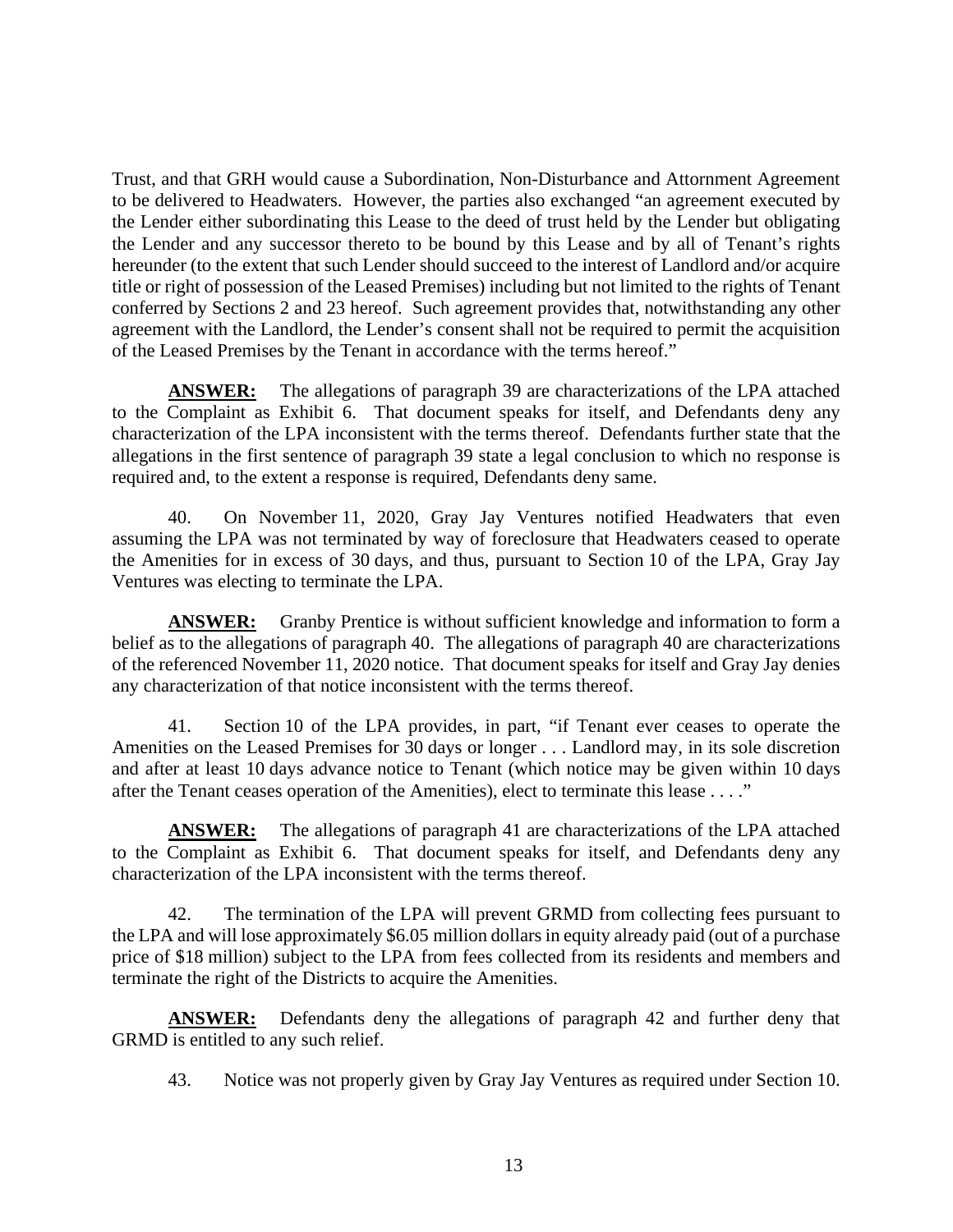Trust, and that GRH would cause a Subordination, Non-Disturbance and Attornment Agreement to be delivered to Headwaters. However, the parties also exchanged "an agreement executed by the Lender either subordinating this Lease to the deed of trust held by the Lender but obligating the Lender and any successor thereto to be bound by this Lease and by all of Tenant's rights hereunder (to the extent that such Lender should succeed to the interest of Landlord and/or acquire title or right of possession of the Leased Premises) including but not limited to the rights of Tenant conferred by Sections 2 and 23 hereof. Such agreement provides that, notwithstanding any other agreement with the Landlord, the Lender's consent shall not be required to permit the acquisition of the Leased Premises by the Tenant in accordance with the terms hereof."

**ANSWER:** The allegations of paragraph 39 are characterizations of the LPA attached to the Complaint as Exhibit 6. That document speaks for itself, and Defendants deny any characterization of the LPA inconsistent with the terms thereof. Defendants further state that the allegations in the first sentence of paragraph 39 state a legal conclusion to which no response is required and, to the extent a response is required, Defendants deny same.

40. On November 11, 2020, Gray Jay Ventures notified Headwaters that even assuming the LPA was not terminated by way of foreclosure that Headwaters ceased to operate the Amenities for in excess of 30 days, and thus, pursuant to Section 10 of the LPA, Gray Jay Ventures was electing to terminate the LPA.

**ANSWER:** Granby Prentice is without sufficient knowledge and information to form a belief as to the allegations of paragraph 40. The allegations of paragraph 40 are characterizations of the referenced November 11, 2020 notice. That document speaks for itself and Gray Jay denies any characterization of that notice inconsistent with the terms thereof.

41. Section 10 of the LPA provides, in part, "if Tenant ever ceases to operate the Amenities on the Leased Premises for 30 days or longer . . . Landlord may, in its sole discretion and after at least 10 days advance notice to Tenant (which notice may be given within 10 days after the Tenant ceases operation of the Amenities), elect to terminate this lease . . . ."

**ANSWER:** The allegations of paragraph 41 are characterizations of the LPA attached to the Complaint as Exhibit 6. That document speaks for itself, and Defendants deny any characterization of the LPA inconsistent with the terms thereof.

42. The termination of the LPA will prevent GRMD from collecting fees pursuant to the LPA and will lose approximately $6.05 million dollars in equity already paid (out of a purchase price of $18 million) subject to the LPA from fees collected from its residents and members and terminate the right of the Districts to acquire the Amenities.

**ANSWER:** Defendants deny the allegations of paragraph 42 and further deny that GRMD is entitled to any such relief.

43. Notice was not properly given by Gray Jay Ventures as required under Section 10.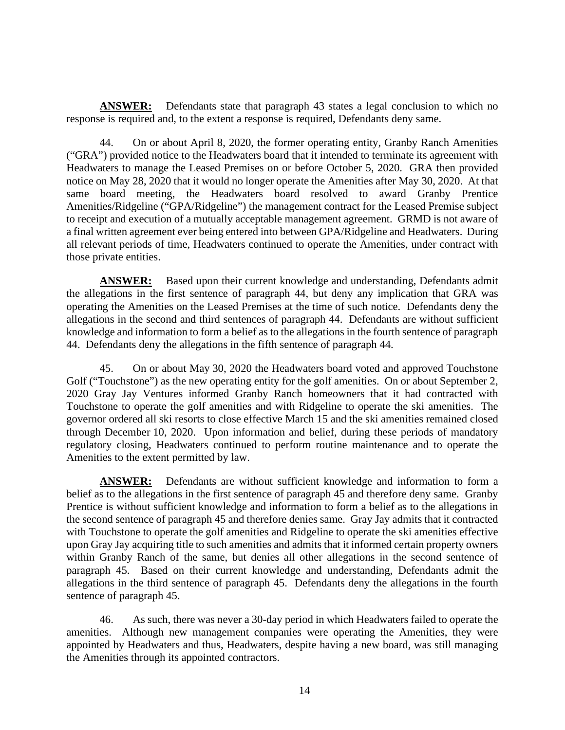**ANSWER:** Defendants state that paragraph 43 states a legal conclusion to which no response is required and, to the extent a response is required, Defendants deny same.

44. On or about April 8, 2020, the former operating entity, Granby Ranch Amenities ("GRA") provided notice to the Headwaters board that it intended to terminate its agreement with Headwaters to manage the Leased Premises on or before October 5, 2020. GRA then provided notice on May 28, 2020 that it would no longer operate the Amenities after May 30, 2020. At that same board meeting, the Headwaters board resolved to award Granby Prentice Amenities/Ridgeline ("GPA/Ridgeline") the management contract for the Leased Premise subject to receipt and execution of a mutually acceptable management agreement. GRMD is not aware of a final written agreement ever being entered into between GPA/Ridgeline and Headwaters. During all relevant periods of time, Headwaters continued to operate the Amenities, under contract with those private entities.

**ANSWER:** Based upon their current knowledge and understanding, Defendants admit the allegations in the first sentence of paragraph 44, but deny any implication that GRA was operating the Amenities on the Leased Premises at the time of such notice. Defendants deny the allegations in the second and third sentences of paragraph 44. Defendants are without sufficient knowledge and information to form a belief as to the allegations in the fourth sentence of paragraph 44. Defendants deny the allegations in the fifth sentence of paragraph 44.

45. On or about May 30, 2020 the Headwaters board voted and approved Touchstone Golf ("Touchstone") as the new operating entity for the golf amenities. On or about September 2, 2020 Gray Jay Ventures informed Granby Ranch homeowners that it had contracted with Touchstone to operate the golf amenities and with Ridgeline to operate the ski amenities. The governor ordered all ski resorts to close effective March 15 and the ski amenities remained closed through December 10, 2020. Upon information and belief, during these periods of mandatory regulatory closing, Headwaters continued to perform routine maintenance and to operate the Amenities to the extent permitted by law.

**ANSWER:** Defendants are without sufficient knowledge and information to form a belief as to the allegations in the first sentence of paragraph 45 and therefore deny same. Granby Prentice is without sufficient knowledge and information to form a belief as to the allegations in the second sentence of paragraph 45 and therefore denies same. Gray Jay admits that it contracted with Touchstone to operate the golf amenities and Ridgeline to operate the ski amenities effective upon Gray Jay acquiring title to such amenities and admits that it informed certain property owners within Granby Ranch of the same, but denies all other allegations in the second sentence of paragraph 45. Based on their current knowledge and understanding, Defendants admit the allegations in the third sentence of paragraph 45. Defendants deny the allegations in the fourth sentence of paragraph 45.

46. As such, there was never a 30-day period in which Headwaters failed to operate the amenities. Although new management companies were operating the Amenities, they were appointed by Headwaters and thus, Headwaters, despite having a new board, was still managing the Amenities through its appointed contractors.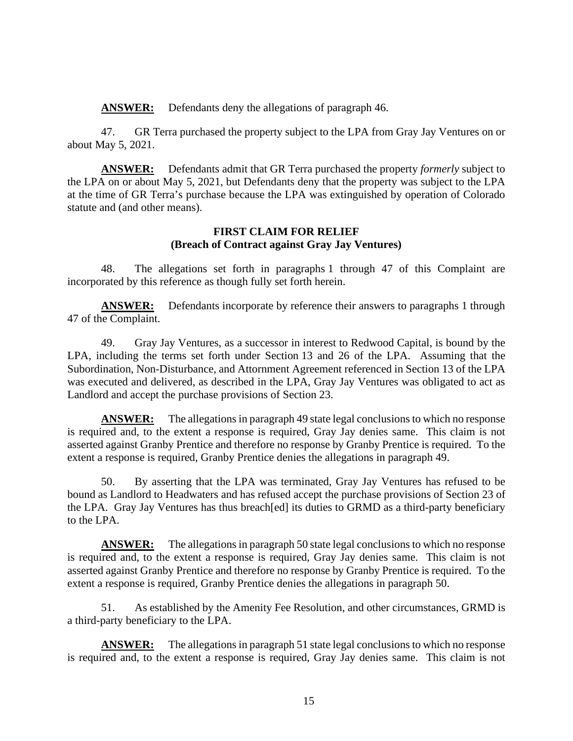**ANSWER:** Defendants deny the allegations of paragraph 46.

47. GR Terra purchased the property subject to the LPA from Gray Jay Ventures on or about May 5, 2021.

**ANSWER:** Defendants admit that GR Terra purchased the property *formerly* subject to the LPA on or about May 5, 2021, but Defendants deny that the property was subject to the LPA at the time of GR Terra's purchase because the LPA was extinguished by operation of Colorado statute and (and other means).

**FIRST CLAIM FOR RELIEF**
**(Breach of Contract against Gray Jay Ventures)**

48. The allegations set forth in paragraphs 1 through 47 of this Complaint are incorporated by this reference as though fully set forth herein.

**ANSWER:** Defendants incorporate by reference their answers to paragraphs 1 through 47 of the Complaint.

49. Gray Jay Ventures, as a successor in interest to Redwood Capital, is bound by the LPA, including the terms set forth under Section 13 and 26 of the LPA. Assuming that the Subordination, Non-Disturbance, and Attornment Agreement referenced in Section 13 of the LPA was executed and delivered, as described in the LPA, Gray Jay Ventures was obligated to act as Landlord and accept the purchase provisions of Section 23.

**ANSWER:** The allegations in paragraph 49 state legal conclusions to which no response is required and, to the extent a response is required, Gray Jay denies same. This claim is not asserted against Granby Prentice and therefore no response by Granby Prentice is required. To the extent a response is required, Granby Prentice denies the allegations in paragraph 49.

50. By asserting that the LPA was terminated, Gray Jay Ventures has refused to be bound as Landlord to Headwaters and has refused accept the purchase provisions of Section 23 of the LPA. Gray Jay Ventures has thus breach[ed] its duties to GRMD as a third-party beneficiary to the LPA.

**ANSWER:** The allegations in paragraph 50 state legal conclusions to which no response is required and, to the extent a response is required, Gray Jay denies same. This claim is not asserted against Granby Prentice and therefore no response by Granby Prentice is required. To the extent a response is required, Granby Prentice denies the allegations in paragraph 50.

51. As established by the Amenity Fee Resolution, and other circumstances, GRMD is a third-party beneficiary to the LPA.

**ANSWER:** The allegations in paragraph 51 state legal conclusions to which no response is required and, to the extent a response is required, Gray Jay denies same. This claim is not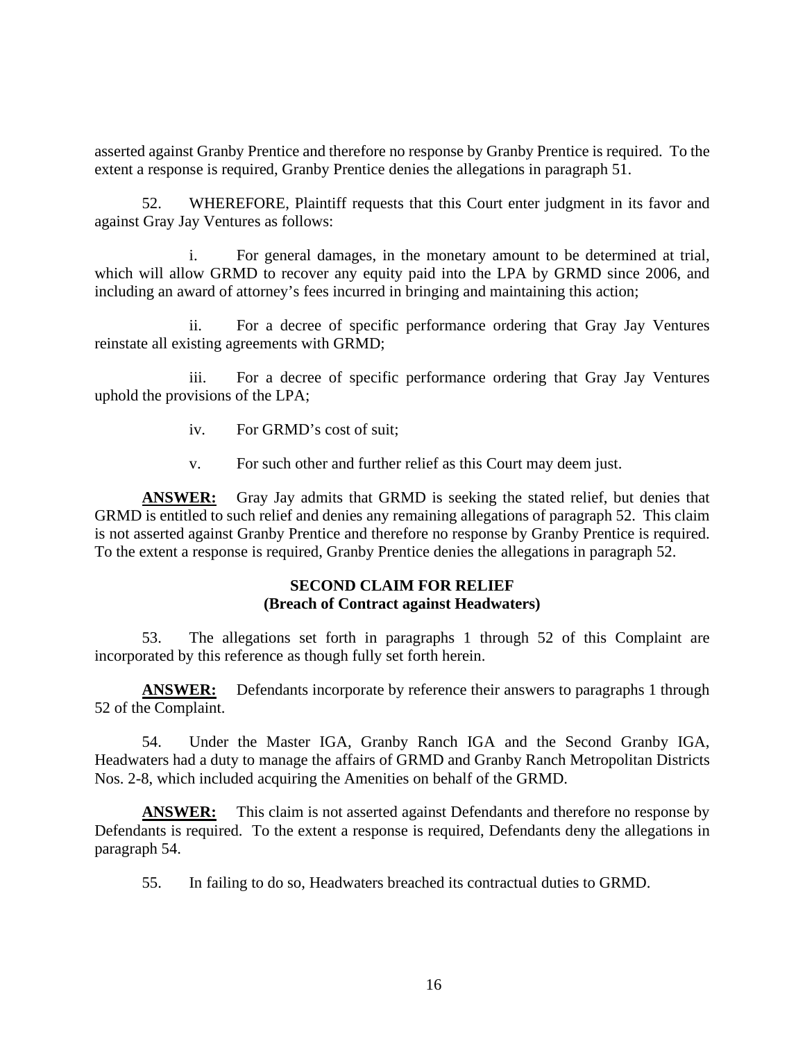asserted against Granby Prentice and therefore no response by Granby Prentice is required. To the extent a response is required, Granby Prentice denies the allegations in paragraph 51.

52. WHEREFORE, Plaintiff requests that this Court enter judgment in its favor and against Gray Jay Ventures as follows:

i. For general damages, in the monetary amount to be determined at trial, which will allow GRMD to recover any equity paid into the LPA by GRMD since 2006, and including an award of attorney's fees incurred in bringing and maintaining this action;

ii. For a decree of specific performance ordering that Gray Jay Ventures reinstate all existing agreements with GRMD;

iii. For a decree of specific performance ordering that Gray Jay Ventures uphold the provisions of the LPA;

iv. For GRMD's cost of suit;

v. For such other and further relief as this Court may deem just.

**ANSWER:** Gray Jay admits that GRMD is seeking the stated relief, but denies that GRMD is entitled to such relief and denies any remaining allegations of paragraph 52. This claim is not asserted against Granby Prentice and therefore no response by Granby Prentice is required. To the extent a response is required, Granby Prentice denies the allegations in paragraph 52.

## SECOND CLAIM FOR RELIEF
## (Breach of Contract against Headwaters)

53. The allegations set forth in paragraphs 1 through 52 of this Complaint are incorporated by this reference as though fully set forth herein.

**ANSWER:** Defendants incorporate by reference their answers to paragraphs 1 through 52 of the Complaint.

54. Under the Master IGA, Granby Ranch IGA and the Second Granby IGA, Headwaters had a duty to manage the affairs of GRMD and Granby Ranch Metropolitan Districts Nos. 2-8, which included acquiring the Amenities on behalf of the GRMD.

**ANSWER:** This claim is not asserted against Defendants and therefore no response by Defendants is required. To the extent a response is required, Defendants deny the allegations in paragraph 54.

55. In failing to do so, Headwaters breached its contractual duties to GRMD.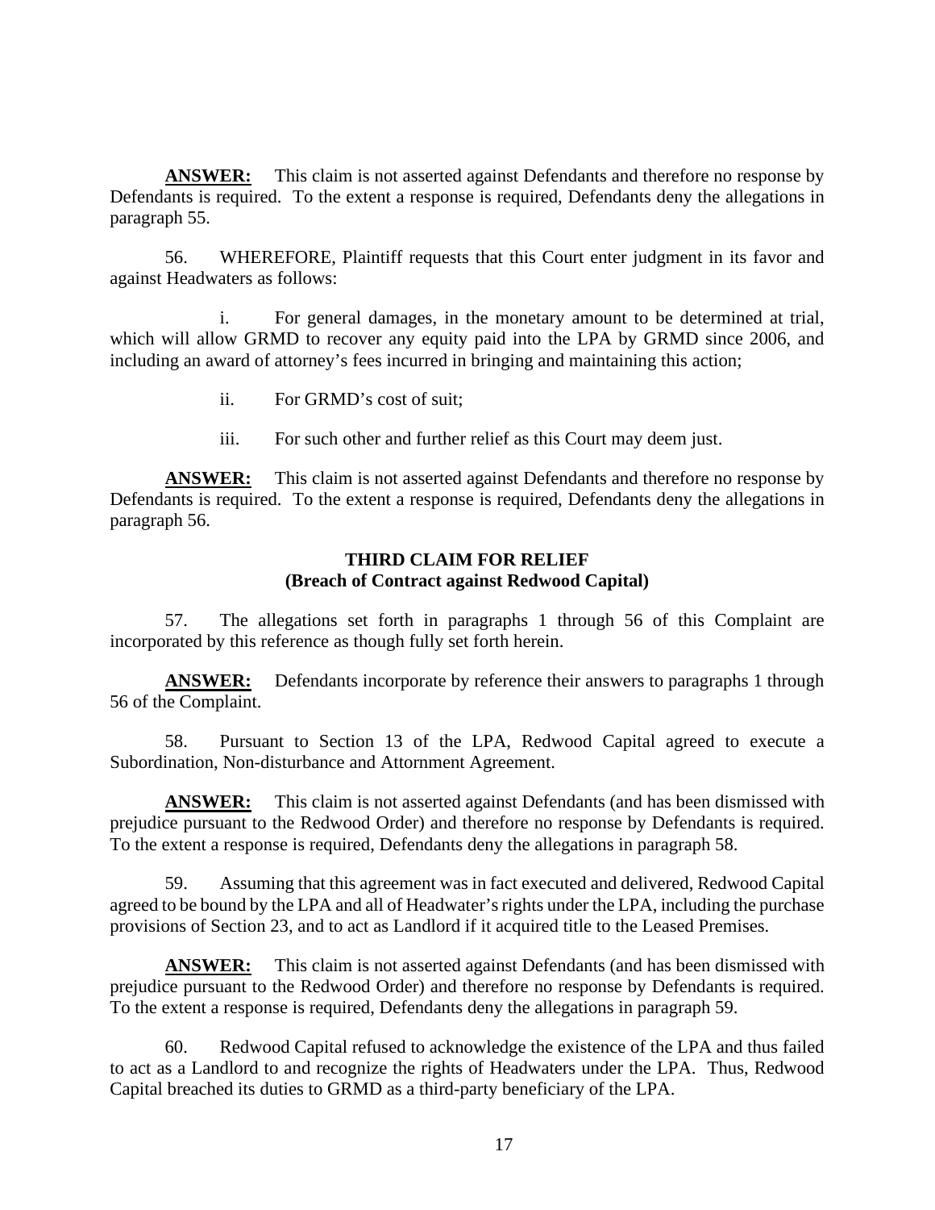**ANSWER:** This claim is not asserted against Defendants and therefore no response by Defendants is required. To the extent a response is required, Defendants deny the allegations in paragraph 55.

56. WHEREFORE, Plaintiff requests that this Court enter judgment in its favor and against Headwaters as follows:

i. For general damages, in the monetary amount to be determined at trial, which will allow GRMD to recover any equity paid into the LPA by GRMD since 2006, and including an award of attorney's fees incurred in bringing and maintaining this action;

ii. For GRMD's cost of suit;

iii. For such other and further relief as this Court may deem just.

**ANSWER:** This claim is not asserted against Defendants and therefore no response by Defendants is required. To the extent a response is required, Defendants deny the allegations in paragraph 56.

### THIRD CLAIM FOR RELIEF
### (Breach of Contract against Redwood Capital)

57. The allegations set forth in paragraphs 1 through 56 of this Complaint are incorporated by this reference as though fully set forth herein.

**ANSWER:** Defendants incorporate by reference their answers to paragraphs 1 through 56 of the Complaint.

58. Pursuant to Section 13 of the LPA, Redwood Capital agreed to execute a Subordination, Non-disturbance and Attornment Agreement.

**ANSWER:** This claim is not asserted against Defendants (and has been dismissed with prejudice pursuant to the Redwood Order) and therefore no response by Defendants is required. To the extent a response is required, Defendants deny the allegations in paragraph 58.

59. Assuming that this agreement was in fact executed and delivered, Redwood Capital agreed to be bound by the LPA and all of Headwater's rights under the LPA, including the purchase provisions of Section 23, and to act as Landlord if it acquired title to the Leased Premises.

**ANSWER:** This claim is not asserted against Defendants (and has been dismissed with prejudice pursuant to the Redwood Order) and therefore no response by Defendants is required. To the extent a response is required, Defendants deny the allegations in paragraph 59.

60. Redwood Capital refused to acknowledge the existence of the LPA and thus failed to act as a Landlord to and recognize the rights of Headwaters under the LPA. Thus, Redwood Capital breached its duties to GRMD as a third-party beneficiary of the LPA.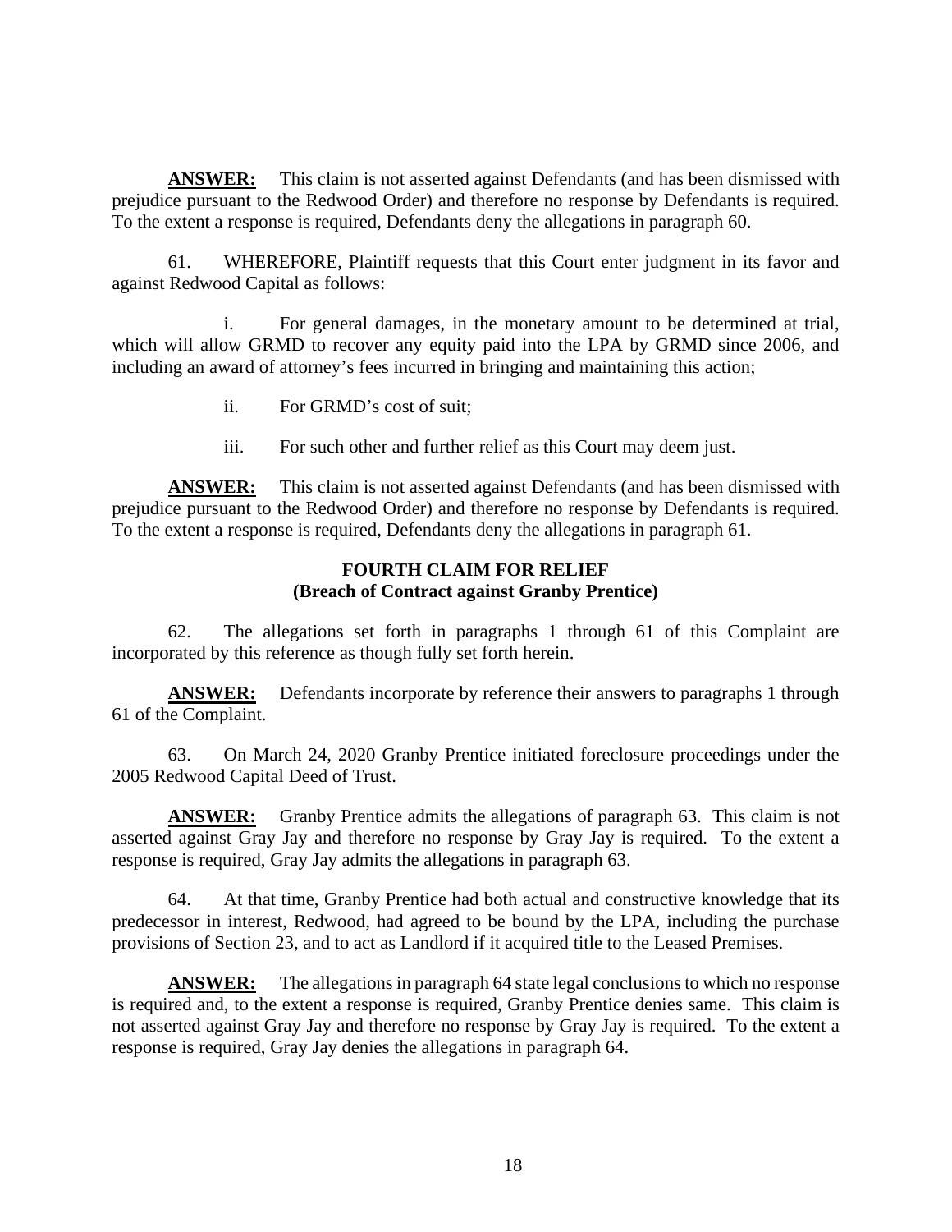**ANSWER:** This claim is not asserted against Defendants (and has been dismissed with prejudice pursuant to the Redwood Order) and therefore no response by Defendants is required. To the extent a response is required, Defendants deny the allegations in paragraph 60.

61. WHEREFORE, Plaintiff requests that this Court enter judgment in its favor and against Redwood Capital as follows:

i. For general damages, in the monetary amount to be determined at trial, which will allow GRMD to recover any equity paid into the LPA by GRMD since 2006, and including an award of attorney's fees incurred in bringing and maintaining this action;

ii. For GRMD's cost of suit;

iii. For such other and further relief as this Court may deem just.

**ANSWER:** This claim is not asserted against Defendants (and has been dismissed with prejudice pursuant to the Redwood Order) and therefore no response by Defendants is required. To the extent a response is required, Defendants deny the allegations in paragraph 61.

**FOURTH CLAIM FOR RELIEF**
**(Breach of Contract against Granby Prentice)**

62. The allegations set forth in paragraphs 1 through 61 of this Complaint are incorporated by this reference as though fully set forth herein.

**ANSWER:** Defendants incorporate by reference their answers to paragraphs 1 through 61 of the Complaint.

63. On March 24, 2020 Granby Prentice initiated foreclosure proceedings under the 2005 Redwood Capital Deed of Trust.

**ANSWER:** Granby Prentice admits the allegations of paragraph 63. This claim is not asserted against Gray Jay and therefore no response by Gray Jay is required. To the extent a response is required, Gray Jay admits the allegations in paragraph 63.

64. At that time, Granby Prentice had both actual and constructive knowledge that its predecessor in interest, Redwood, had agreed to be bound by the LPA, including the purchase provisions of Section 23, and to act as Landlord if it acquired title to the Leased Premises.

**ANSWER:** The allegations in paragraph 64 state legal conclusions to which no response is required and, to the extent a response is required, Granby Prentice denies same. This claim is not asserted against Gray Jay and therefore no response by Gray Jay is required. To the extent a response is required, Gray Jay denies the allegations in paragraph 64.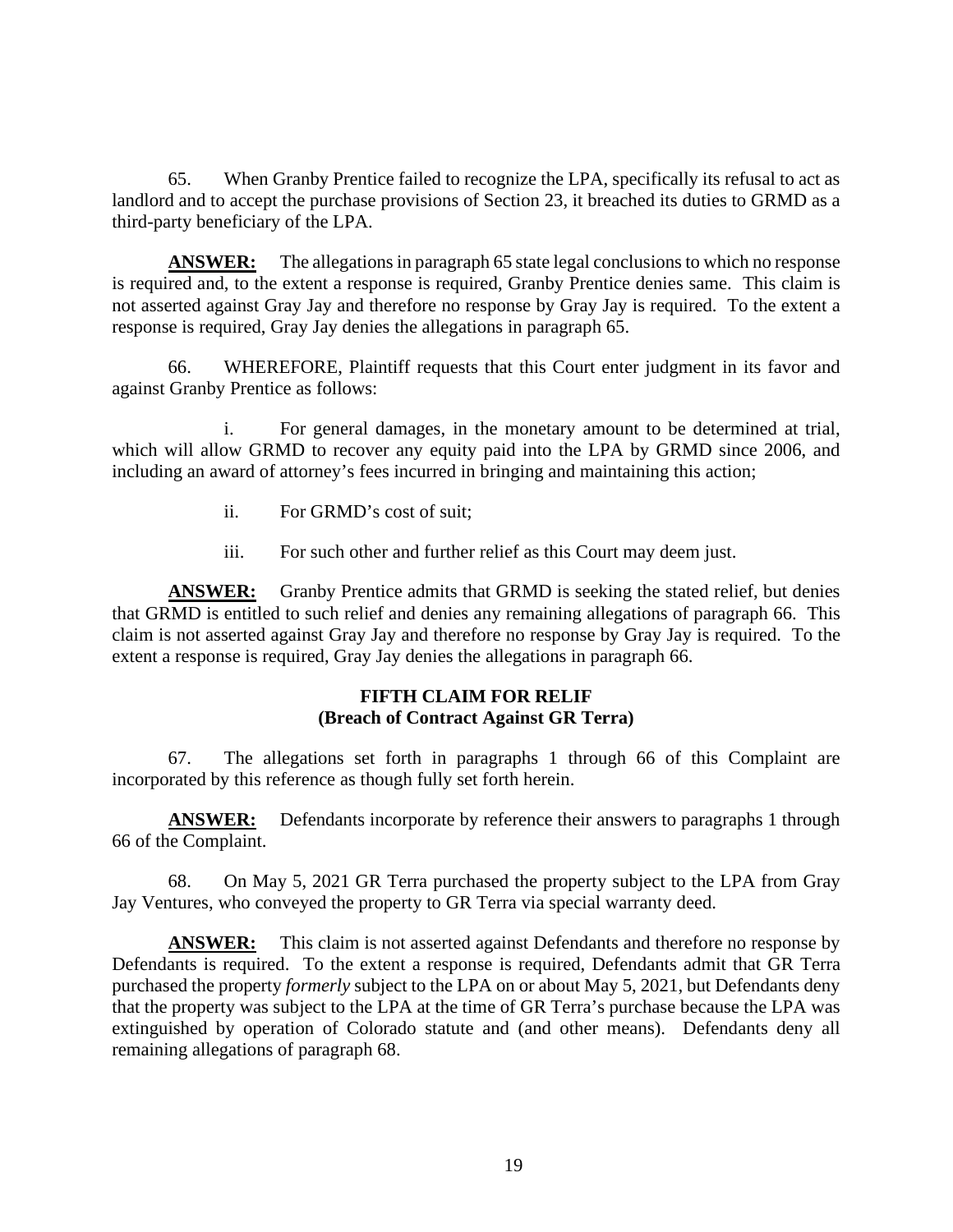65. When Granby Prentice failed to recognize the LPA, specifically its refusal to act as landlord and to accept the purchase provisions of Section 23, it breached its duties to GRMD as a third-party beneficiary of the LPA.

**ANSWER:** The allegations in paragraph 65 state legal conclusions to which no response is required and, to the extent a response is required, Granby Prentice denies same. This claim is not asserted against Gray Jay and therefore no response by Gray Jay is required. To the extent a response is required, Gray Jay denies the allegations in paragraph 65.

66. WHEREFORE, Plaintiff requests that this Court enter judgment in its favor and against Granby Prentice as follows:

i. For general damages, in the monetary amount to be determined at trial, which will allow GRMD to recover any equity paid into the LPA by GRMD since 2006, and including an award of attorney's fees incurred in bringing and maintaining this action;

ii. For GRMD's cost of suit;

iii. For such other and further relief as this Court may deem just.

**ANSWER:** Granby Prentice admits that GRMD is seeking the stated relief, but denies that GRMD is entitled to such relief and denies any remaining allegations of paragraph 66. This claim is not asserted against Gray Jay and therefore no response by Gray Jay is required. To the extent a response is required, Gray Jay denies the allegations in paragraph 66.

### FIFTH CLAIM FOR RELIF
### (Breach of Contract Against GR Terra)

67. The allegations set forth in paragraphs 1 through 66 of this Complaint are incorporated by this reference as though fully set forth herein.

**ANSWER:** Defendants incorporate by reference their answers to paragraphs 1 through 66 of the Complaint.

68. On May 5, 2021 GR Terra purchased the property subject to the LPA from Gray Jay Ventures, who conveyed the property to GR Terra via special warranty deed.

**ANSWER:** This claim is not asserted against Defendants and therefore no response by Defendants is required. To the extent a response is required, Defendants admit that GR Terra purchased the property *formerly* subject to the LPA on or about May 5, 2021, but Defendants deny that the property was subject to the LPA at the time of GR Terra's purchase because the LPA was extinguished by operation of Colorado statute and (and other means). Defendants deny all remaining allegations of paragraph 68.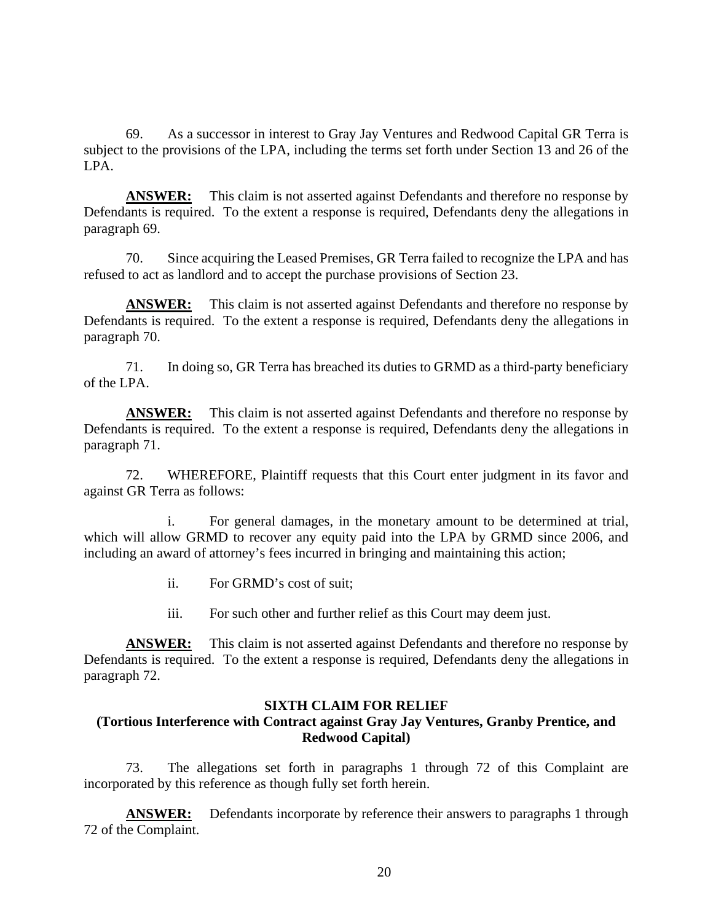69. As a successor in interest to Gray Jay Ventures and Redwood Capital GR Terra is subject to the provisions of the LPA, including the terms set forth under Section 13 and 26 of the LPA.

**ANSWER:** This claim is not asserted against Defendants and therefore no response by Defendants is required. To the extent a response is required, Defendants deny the allegations in paragraph 69.

70. Since acquiring the Leased Premises, GR Terra failed to recognize the LPA and has refused to act as landlord and to accept the purchase provisions of Section 23.

**ANSWER:** This claim is not asserted against Defendants and therefore no response by Defendants is required. To the extent a response is required, Defendants deny the allegations in paragraph 70.

71. In doing so, GR Terra has breached its duties to GRMD as a third-party beneficiary of the LPA.

**ANSWER:** This claim is not asserted against Defendants and therefore no response by Defendants is required. To the extent a response is required, Defendants deny the allegations in paragraph 71.

72. WHEREFORE, Plaintiff requests that this Court enter judgment in its favor and against GR Terra as follows:

i. For general damages, in the monetary amount to be determined at trial, which will allow GRMD to recover any equity paid into the LPA by GRMD since 2006, and including an award of attorney's fees incurred in bringing and maintaining this action;

ii. For GRMD's cost of suit;

iii. For such other and further relief as this Court may deem just.

**ANSWER:** This claim is not asserted against Defendants and therefore no response by Defendants is required. To the extent a response is required, Defendants deny the allegations in paragraph 72.

**SIXTH CLAIM FOR RELIEF**
**(Tortious Interference with Contract against Gray Jay Ventures, Granby Prentice, and Redwood Capital)**

73. The allegations set forth in paragraphs 1 through 72 of this Complaint are incorporated by this reference as though fully set forth herein.

**ANSWER:** Defendants incorporate by reference their answers to paragraphs 1 through 72 of the Complaint.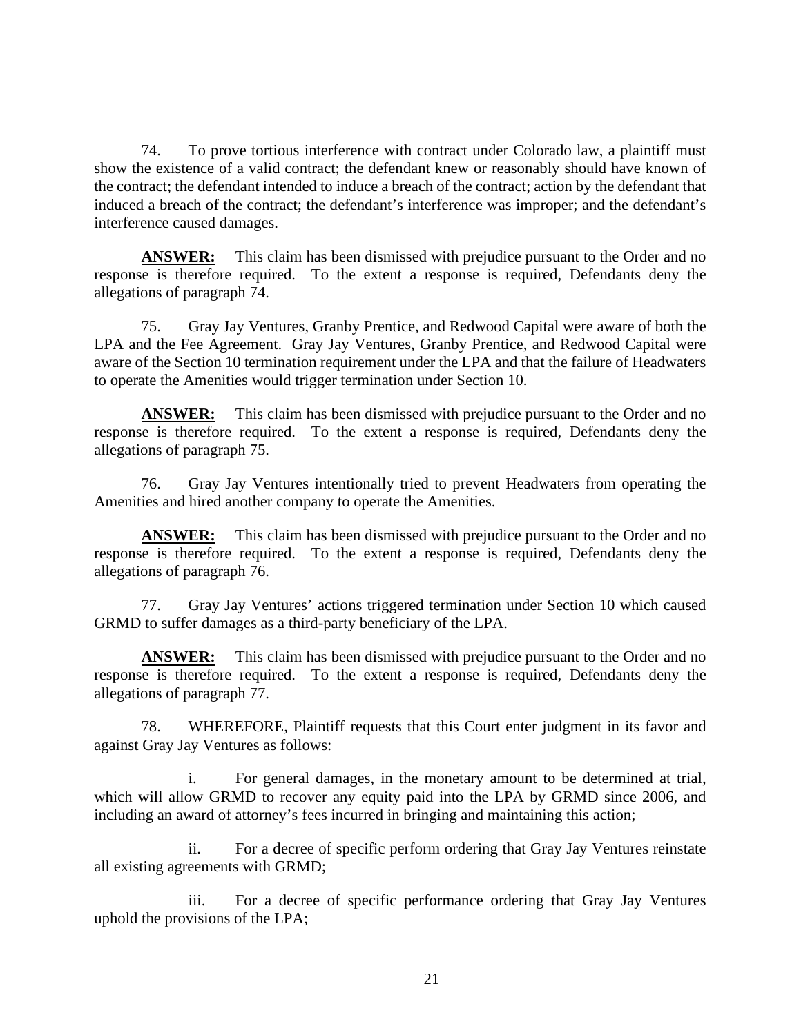74. To prove tortious interference with contract under Colorado law, a plaintiff must show the existence of a valid contract; the defendant knew or reasonably should have known of the contract; the defendant intended to induce a breach of the contract; action by the defendant that induced a breach of the contract; the defendant's interference was improper; and the defendant's interference caused damages.

**ANSWER:** This claim has been dismissed with prejudice pursuant to the Order and no response is therefore required. To the extent a response is required, Defendants deny the allegations of paragraph 74.

75. Gray Jay Ventures, Granby Prentice, and Redwood Capital were aware of both the LPA and the Fee Agreement. Gray Jay Ventures, Granby Prentice, and Redwood Capital were aware of the Section 10 termination requirement under the LPA and that the failure of Headwaters to operate the Amenities would trigger termination under Section 10.

**ANSWER:** This claim has been dismissed with prejudice pursuant to the Order and no response is therefore required. To the extent a response is required, Defendants deny the allegations of paragraph 75.

76. Gray Jay Ventures intentionally tried to prevent Headwaters from operating the Amenities and hired another company to operate the Amenities.

**ANSWER:** This claim has been dismissed with prejudice pursuant to the Order and no response is therefore required. To the extent a response is required, Defendants deny the allegations of paragraph 76.

77. Gray Jay Ventures' actions triggered termination under Section 10 which caused GRMD to suffer damages as a third-party beneficiary of the LPA.

**ANSWER:** This claim has been dismissed with prejudice pursuant to the Order and no response is therefore required. To the extent a response is required, Defendants deny the allegations of paragraph 77.

78. WHEREFORE, Plaintiff requests that this Court enter judgment in its favor and against Gray Jay Ventures as follows:

i. For general damages, in the monetary amount to be determined at trial, which will allow GRMD to recover any equity paid into the LPA by GRMD since 2006, and including an award of attorney's fees incurred in bringing and maintaining this action;

ii. For a decree of specific perform ordering that Gray Jay Ventures reinstate all existing agreements with GRMD;

iii. For a decree of specific performance ordering that Gray Jay Ventures uphold the provisions of the LPA;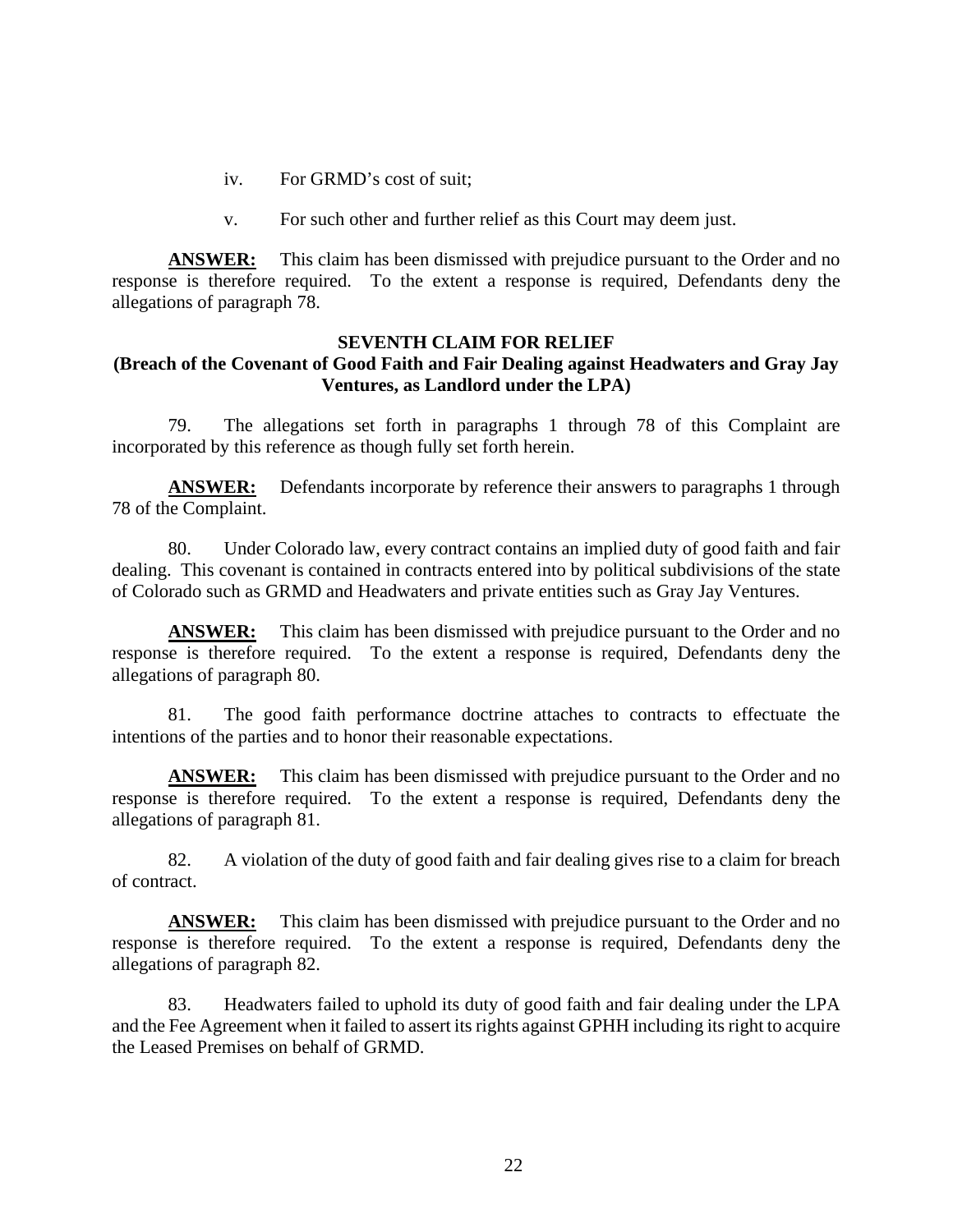iv. For GRMD's cost of suit;

v. For such other and further relief as this Court may deem just.

**ANSWER:** This claim has been dismissed with prejudice pursuant to the Order and no response is therefore required. To the extent a response is required, Defendants deny the allegations of paragraph 78.

**SEVENTH CLAIM FOR RELIEF**
**(Breach of the Covenant of Good Faith and Fair Dealing against Headwaters and Gray Jay Ventures, as Landlord under the LPA)**

79. The allegations set forth in paragraphs 1 through 78 of this Complaint are incorporated by this reference as though fully set forth herein.

**ANSWER:** Defendants incorporate by reference their answers to paragraphs 1 through 78 of the Complaint.

80. Under Colorado law, every contract contains an implied duty of good faith and fair dealing. This covenant is contained in contracts entered into by political subdivisions of the state of Colorado such as GRMD and Headwaters and private entities such as Gray Jay Ventures.

**ANSWER:** This claim has been dismissed with prejudice pursuant to the Order and no response is therefore required. To the extent a response is required, Defendants deny the allegations of paragraph 80.

81. The good faith performance doctrine attaches to contracts to effectuate the intentions of the parties and to honor their reasonable expectations.

**ANSWER:** This claim has been dismissed with prejudice pursuant to the Order and no response is therefore required. To the extent a response is required, Defendants deny the allegations of paragraph 81.

82. A violation of the duty of good faith and fair dealing gives rise to a claim for breach of contract.

**ANSWER:** This claim has been dismissed with prejudice pursuant to the Order and no response is therefore required. To the extent a response is required, Defendants deny the allegations of paragraph 82.

83. Headwaters failed to uphold its duty of good faith and fair dealing under the LPA and the Fee Agreement when it failed to assert its rights against GPHH including its right to acquire the Leased Premises on behalf of GRMD.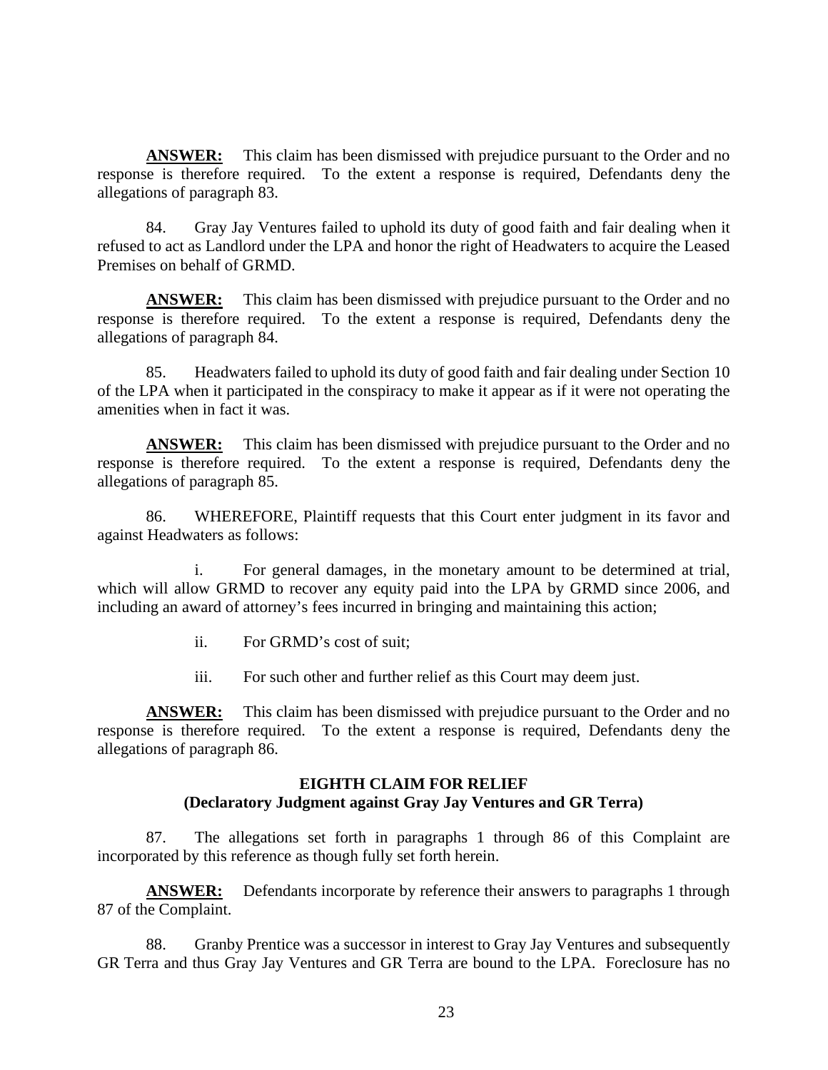**ANSWER:** This claim has been dismissed with prejudice pursuant to the Order and no response is therefore required. To the extent a response is required, Defendants deny the allegations of paragraph 83.

84. Gray Jay Ventures failed to uphold its duty of good faith and fair dealing when it refused to act as Landlord under the LPA and honor the right of Headwaters to acquire the Leased Premises on behalf of GRMD.

**ANSWER:** This claim has been dismissed with prejudice pursuant to the Order and no response is therefore required. To the extent a response is required, Defendants deny the allegations of paragraph 84.

85. Headwaters failed to uphold its duty of good faith and fair dealing under Section 10 of the LPA when it participated in the conspiracy to make it appear as if it were not operating the amenities when in fact it was.

**ANSWER:** This claim has been dismissed with prejudice pursuant to the Order and no response is therefore required. To the extent a response is required, Defendants deny the allegations of paragraph 85.

86. WHEREFORE, Plaintiff requests that this Court enter judgment in its favor and against Headwaters as follows:

i. For general damages, in the monetary amount to be determined at trial, which will allow GRMD to recover any equity paid into the LPA by GRMD since 2006, and including an award of attorney's fees incurred in bringing and maintaining this action;

ii. For GRMD's cost of suit;

iii. For such other and further relief as this Court may deem just.

**ANSWER:** This claim has been dismissed with prejudice pursuant to the Order and no response is therefore required. To the extent a response is required, Defendants deny the allegations of paragraph 86.

## EIGHTH CLAIM FOR RELIEF
## (Declaratory Judgment against Gray Jay Ventures and GR Terra)

87. The allegations set forth in paragraphs 1 through 86 of this Complaint are incorporated by this reference as though fully set forth herein.

**ANSWER:** Defendants incorporate by reference their answers to paragraphs 1 through 87 of the Complaint.

88. Granby Prentice was a successor in interest to Gray Jay Ventures and subsequently GR Terra and thus Gray Jay Ventures and GR Terra are bound to the LPA. Foreclosure has no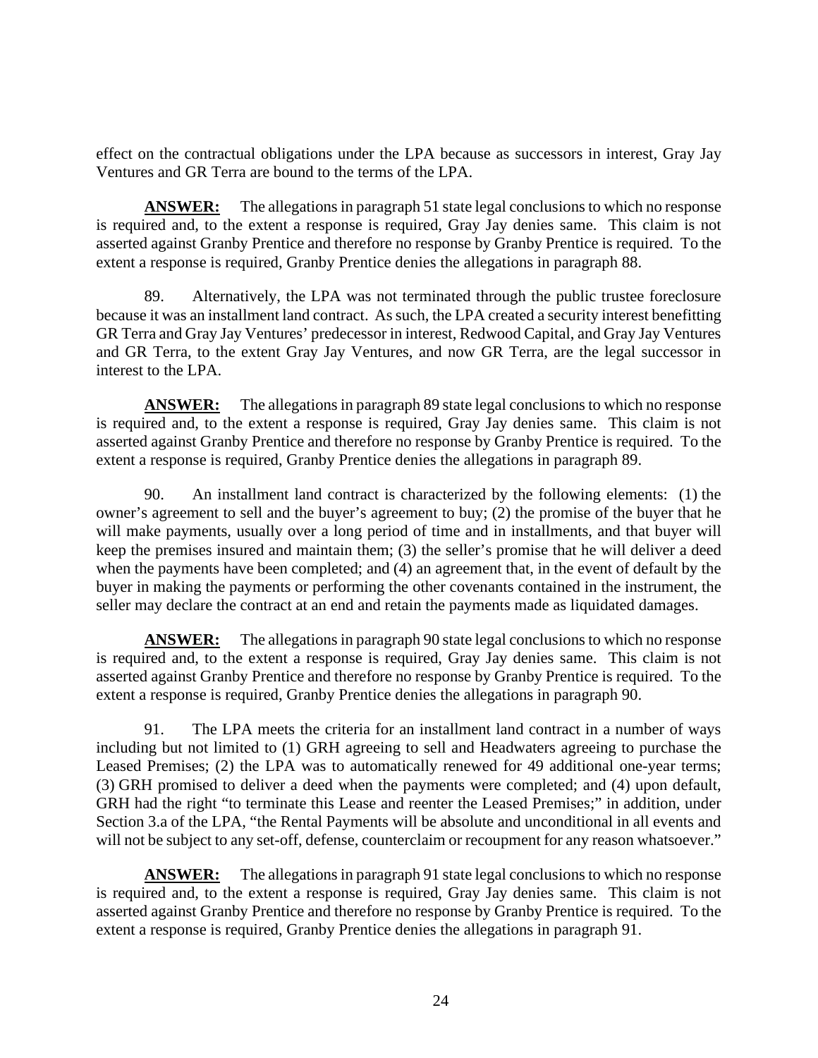effect on the contractual obligations under the LPA because as successors in interest, Gray Jay Ventures and GR Terra are bound to the terms of the LPA.

**ANSWER:** The allegations in paragraph 51 state legal conclusions to which no response is required and, to the extent a response is required, Gray Jay denies same. This claim is not asserted against Granby Prentice and therefore no response by Granby Prentice is required. To the extent a response is required, Granby Prentice denies the allegations in paragraph 88.

89. Alternatively, the LPA was not terminated through the public trustee foreclosure because it was an installment land contract. As such, the LPA created a security interest benefitting GR Terra and Gray Jay Ventures' predecessor in interest, Redwood Capital, and Gray Jay Ventures and GR Terra, to the extent Gray Jay Ventures, and now GR Terra, are the legal successor in interest to the LPA.

**ANSWER:** The allegations in paragraph 89 state legal conclusions to which no response is required and, to the extent a response is required, Gray Jay denies same. This claim is not asserted against Granby Prentice and therefore no response by Granby Prentice is required. To the extent a response is required, Granby Prentice denies the allegations in paragraph 89.

90. An installment land contract is characterized by the following elements: (1) the owner's agreement to sell and the buyer's agreement to buy; (2) the promise of the buyer that he will make payments, usually over a long period of time and in installments, and that buyer will keep the premises insured and maintain them; (3) the seller's promise that he will deliver a deed when the payments have been completed; and (4) an agreement that, in the event of default by the buyer in making the payments or performing the other covenants contained in the instrument, the seller may declare the contract at an end and retain the payments made as liquidated damages.

**ANSWER:** The allegations in paragraph 90 state legal conclusions to which no response is required and, to the extent a response is required, Gray Jay denies same. This claim is not asserted against Granby Prentice and therefore no response by Granby Prentice is required. To the extent a response is required, Granby Prentice denies the allegations in paragraph 90.

91. The LPA meets the criteria for an installment land contract in a number of ways including but not limited to (1) GRH agreeing to sell and Headwaters agreeing to purchase the Leased Premises; (2) the LPA was to automatically renewed for 49 additional one-year terms; (3) GRH promised to deliver a deed when the payments were completed; and (4) upon default, GRH had the right "to terminate this Lease and reenter the Leased Premises;" in addition, under Section 3.a of the LPA, "the Rental Payments will be absolute and unconditional in all events and will not be subject to any set-off, defense, counterclaim or recoupment for any reason whatsoever."

**ANSWER:** The allegations in paragraph 91 state legal conclusions to which no response is required and, to the extent a response is required, Gray Jay denies same. This claim is not asserted against Granby Prentice and therefore no response by Granby Prentice is required. To the extent a response is required, Granby Prentice denies the allegations in paragraph 91.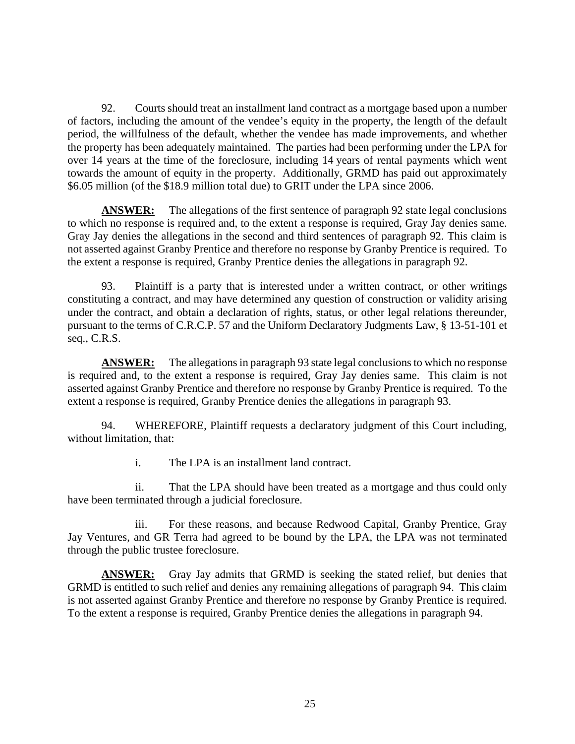92. Courts should treat an installment land contract as a mortgage based upon a number of factors, including the amount of the vendee's equity in the property, the length of the default period, the willfulness of the default, whether the vendee has made improvements, and whether the property has been adequately maintained. The parties had been performing under the LPA for over 14 years at the time of the foreclosure, including 14 years of rental payments which went towards the amount of equity in the property. Additionally, GRMD has paid out approximately \$6.05 million (of the \$18.9 million total due) to GRIT under the LPA since 2006.

**ANSWER:** The allegations of the first sentence of paragraph 92 state legal conclusions to which no response is required and, to the extent a response is required, Gray Jay denies same. Gray Jay denies the allegations in the second and third sentences of paragraph 92. This claim is not asserted against Granby Prentice and therefore no response by Granby Prentice is required. To the extent a response is required, Granby Prentice denies the allegations in paragraph 92.

93. Plaintiff is a party that is interested under a written contract, or other writings constituting a contract, and may have determined any question of construction or validity arising under the contract, and obtain a declaration of rights, status, or other legal relations thereunder, pursuant to the terms of C.R.C.P. 57 and the Uniform Declaratory Judgments Law, § 13-51-101 et seq., C.R.S.

**ANSWER:** The allegations in paragraph 93 state legal conclusions to which no response is required and, to the extent a response is required, Gray Jay denies same. This claim is not asserted against Granby Prentice and therefore no response by Granby Prentice is required. To the extent a response is required, Granby Prentice denies the allegations in paragraph 93.

94. WHEREFORE, Plaintiff requests a declaratory judgment of this Court including, without limitation, that:

i. The LPA is an installment land contract.

ii. That the LPA should have been treated as a mortgage and thus could only have been terminated through a judicial foreclosure.

iii. For these reasons, and because Redwood Capital, Granby Prentice, Gray Jay Ventures, and GR Terra had agreed to be bound by the LPA, the LPA was not terminated through the public trustee foreclosure.

**ANSWER:** Gray Jay admits that GRMD is seeking the stated relief, but denies that GRMD is entitled to such relief and denies any remaining allegations of paragraph 94. This claim is not asserted against Granby Prentice and therefore no response by Granby Prentice is required. To the extent a response is required, Granby Prentice denies the allegations in paragraph 94.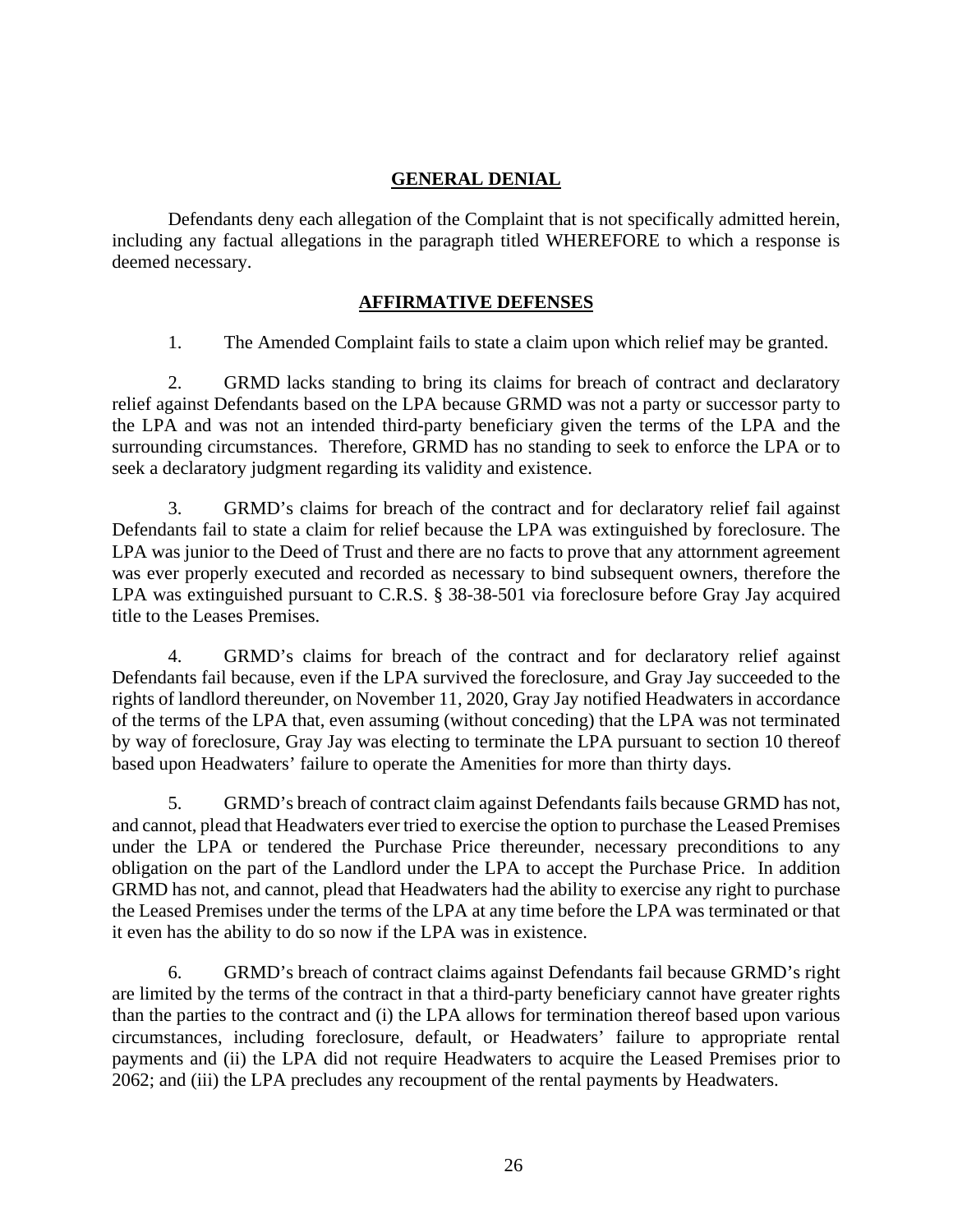## GENERAL DENIAL

Defendants deny each allegation of the Complaint that is not specifically admitted herein, including any factual allegations in the paragraph titled WHEREFORE to which a response is deemed necessary.

## AFFIRMATIVE DEFENSES

1. The Amended Complaint fails to state a claim upon which relief may be granted.

2. GRMD lacks standing to bring its claims for breach of contract and declaratory relief against Defendants based on the LPA because GRMD was not a party or successor party to the LPA and was not an intended third-party beneficiary given the terms of the LPA and the surrounding circumstances. Therefore, GRMD has no standing to seek to enforce the LPA or to seek a declaratory judgment regarding its validity and existence.

3. GRMD's claims for breach of the contract and for declaratory relief fail against Defendants fail to state a claim for relief because the LPA was extinguished by foreclosure. The LPA was junior to the Deed of Trust and there are no facts to prove that any attornment agreement was ever properly executed and recorded as necessary to bind subsequent owners, therefore the LPA was extinguished pursuant to C.R.S. § 38-38-501 via foreclosure before Gray Jay acquired title to the Leases Premises.

4. GRMD's claims for breach of the contract and for declaratory relief against Defendants fail because, even if the LPA survived the foreclosure, and Gray Jay succeeded to the rights of landlord thereunder, on November 11, 2020, Gray Jay notified Headwaters in accordance of the terms of the LPA that, even assuming (without conceding) that the LPA was not terminated by way of foreclosure, Gray Jay was electing to terminate the LPA pursuant to section 10 thereof based upon Headwaters' failure to operate the Amenities for more than thirty days.

5. GRMD's breach of contract claim against Defendants fails because GRMD has not, and cannot, plead that Headwaters ever tried to exercise the option to purchase the Leased Premises under the LPA or tendered the Purchase Price thereunder, necessary preconditions to any obligation on the part of the Landlord under the LPA to accept the Purchase Price. In addition GRMD has not, and cannot, plead that Headwaters had the ability to exercise any right to purchase the Leased Premises under the terms of the LPA at any time before the LPA was terminated or that it even has the ability to do so now if the LPA was in existence.

6. GRMD's breach of contract claims against Defendants fail because GRMD's right are limited by the terms of the contract in that a third-party beneficiary cannot have greater rights than the parties to the contract and (i) the LPA allows for termination thereof based upon various circumstances, including foreclosure, default, or Headwaters' failure to appropriate rental payments and (ii) the LPA did not require Headwaters to acquire the Leased Premises prior to 2062; and (iii) the LPA precludes any recoupment of the rental payments by Headwaters.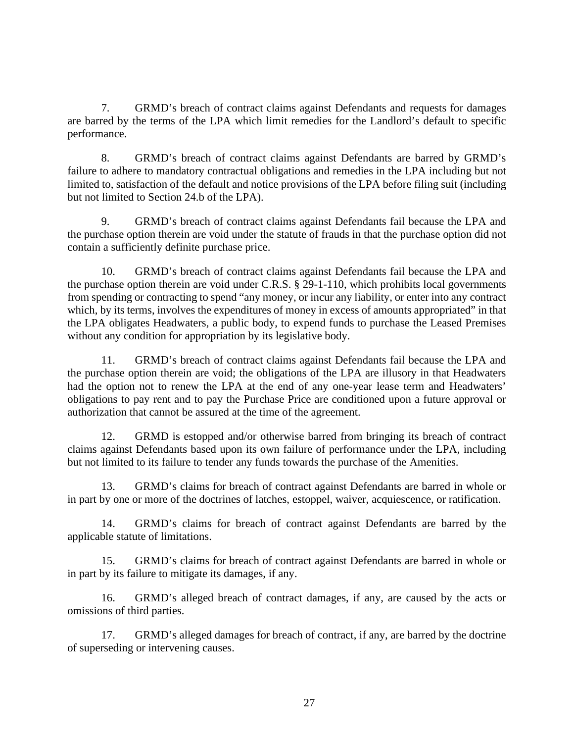7. GRMD's breach of contract claims against Defendants and requests for damages are barred by the terms of the LPA which limit remedies for the Landlord's default to specific performance.

8. GRMD's breach of contract claims against Defendants are barred by GRMD's failure to adhere to mandatory contractual obligations and remedies in the LPA including but not limited to, satisfaction of the default and notice provisions of the LPA before filing suit (including but not limited to Section 24.b of the LPA).

9. GRMD's breach of contract claims against Defendants fail because the LPA and the purchase option therein are void under the statute of frauds in that the purchase option did not contain a sufficiently definite purchase price.

10. GRMD's breach of contract claims against Defendants fail because the LPA and the purchase option therein are void under C.R.S. § 29-1-110, which prohibits local governments from spending or contracting to spend "any money, or incur any liability, or enter into any contract which, by its terms, involves the expenditures of money in excess of amounts appropriated" in that the LPA obligates Headwaters, a public body, to expend funds to purchase the Leased Premises without any condition for appropriation by its legislative body.

11. GRMD's breach of contract claims against Defendants fail because the LPA and the purchase option therein are void; the obligations of the LPA are illusory in that Headwaters had the option not to renew the LPA at the end of any one-year lease term and Headwaters' obligations to pay rent and to pay the Purchase Price are conditioned upon a future approval or authorization that cannot be assured at the time of the agreement.

12. GRMD is estopped and/or otherwise barred from bringing its breach of contract claims against Defendants based upon its own failure of performance under the LPA, including but not limited to its failure to tender any funds towards the purchase of the Amenities.

13. GRMD's claims for breach of contract against Defendants are barred in whole or in part by one or more of the doctrines of latches, estoppel, waiver, acquiescence, or ratification.

14. GRMD's claims for breach of contract against Defendants are barred by the applicable statute of limitations.

15. GRMD's claims for breach of contract against Defendants are barred in whole or in part by its failure to mitigate its damages, if any.

16. GRMD's alleged breach of contract damages, if any, are caused by the acts or omissions of third parties.

17. GRMD's alleged damages for breach of contract, if any, are barred by the doctrine of superseding or intervening causes.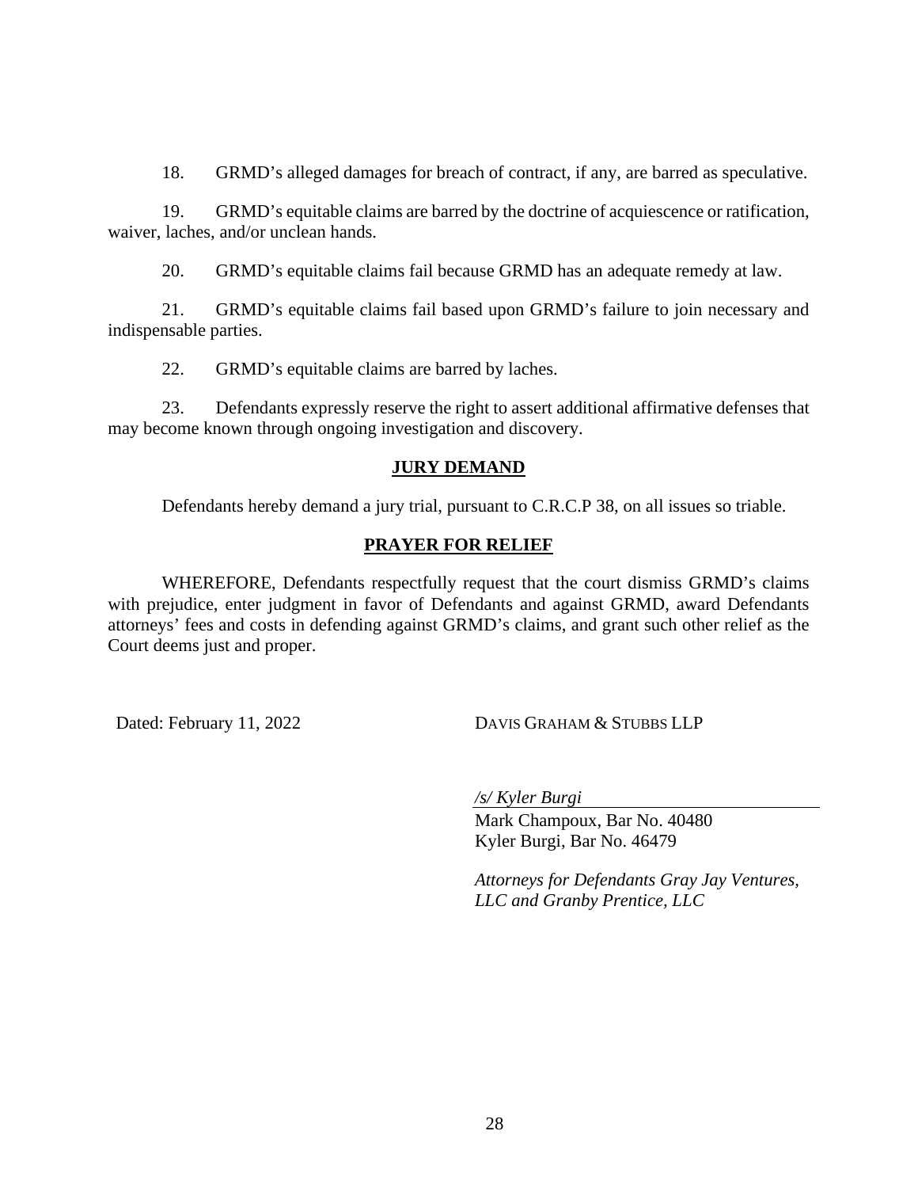18. GRMD's alleged damages for breach of contract, if any, are barred as speculative.

19. GRMD's equitable claims are barred by the doctrine of acquiescence or ratification, waiver, laches, and/or unclean hands.

20. GRMD's equitable claims fail because GRMD has an adequate remedy at law.

21. GRMD's equitable claims fail based upon GRMD's failure to join necessary and indispensable parties.

22. GRMD's equitable claims are barred by laches.

23. Defendants expressly reserve the right to assert additional affirmative defenses that may become known through ongoing investigation and discovery.

## JURY DEMAND

Defendants hereby demand a jury trial, pursuant to C.R.C.P 38, on all issues so triable.

## PRAYER FOR RELIEF

WHEREFORE, Defendants respectfully request that the court dismiss GRMD's claims with prejudice, enter judgment in favor of Defendants and against GRMD, award Defendants attorneys' fees and costs in defending against GRMD's claims, and grant such other relief as the Court deems just and proper.

Dated: February 11, 2022

DAVIS GRAHAM & STUBBS LLP

*/s/ Kyler Burgi*
Mark Champoux, Bar No. 40480
Kyler Burgi, Bar No. 46479

*Attorneys for Defendants Gray Jay Ventures, LLC and Granby Prentice, LLC*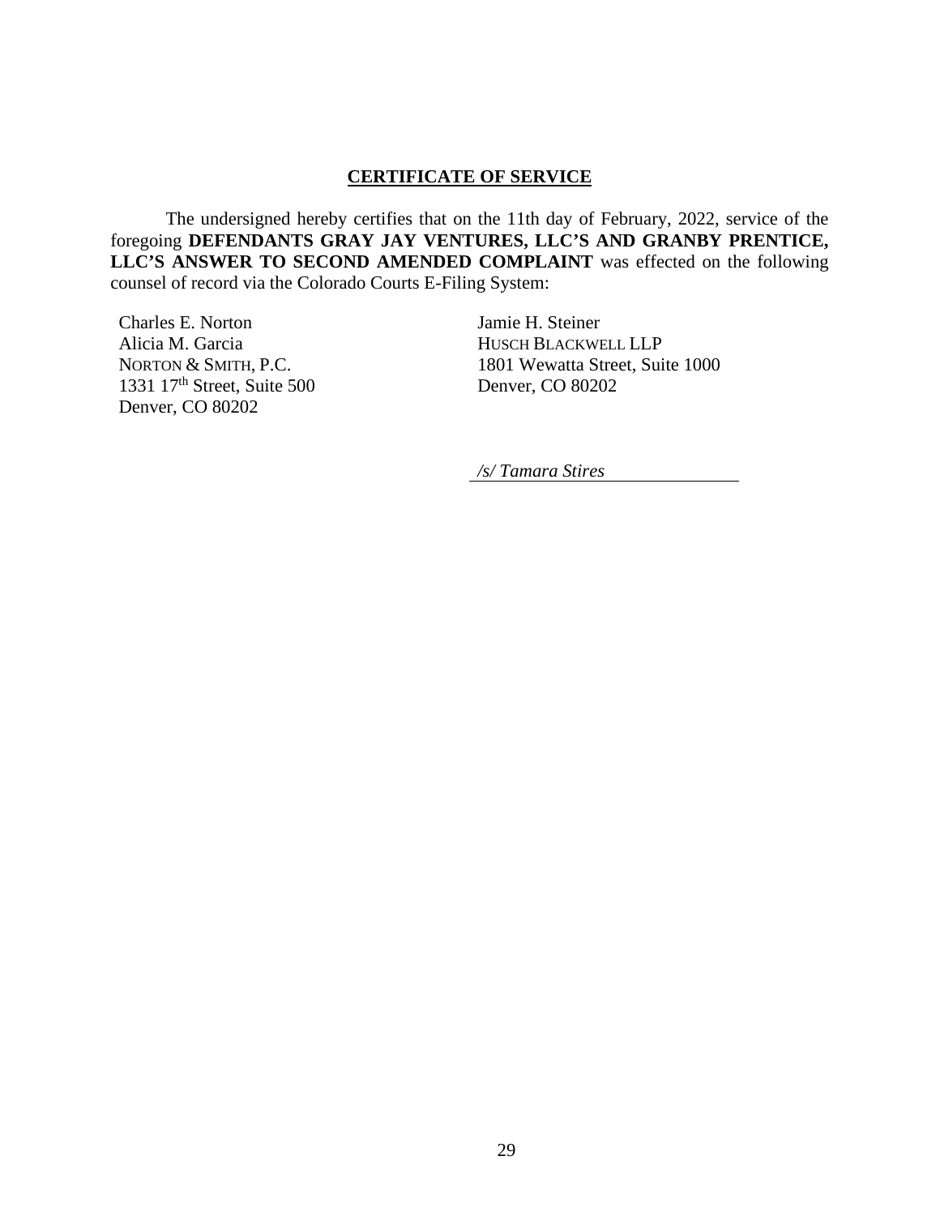## CERTIFICATE OF SERVICE

The undersigned hereby certifies that on the 11th day of February, 2022, service of the foregoing **DEFENDANTS GRAY JAY VENTURES, LLC'S AND GRANBY PRENTICE, LLC'S ANSWER TO SECOND AMENDED COMPLAINT** was effected on the following counsel of record via the Colorado Courts E-Filing System:

Charles E. Norton
Alicia M. Garcia
NORTON & SMITH, P.C.
1331 17th Street, Suite 500
Denver, CO 80202

Jamie H. Steiner
HUSCH BLACKWELL LLP
1801 Wewatta Street, Suite 1000
Denver, CO 80202

*/s/ Tamara Stires*